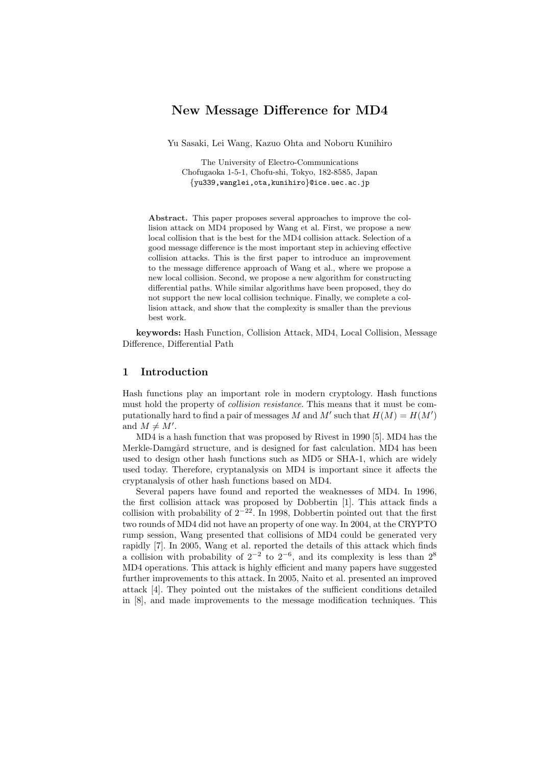# New Message Difference for MD4

Yu Sasaki, Lei Wang, Kazuo Ohta and Noboru Kunihiro

The University of Electro-Communications
Chofugaoka 1-5-1, Chofu-shi, Tokyo, 182-8585, Japan
{yu339,wanglei,ota,kunihiro}@ice.uec.ac.jp

**Abstract.** This paper proposes several approaches to improve the collision attack on MD4 proposed by Wang et al. First, we propose a new local collision that is the best for the MD4 collision attack. Selection of a good message difference is the most important step in achieving effective collision attacks. This is the first paper to introduce an improvement to the message difference approach of Wang et al., where we propose a new local collision. Second, we propose a new algorithm for constructing differential paths. While similar algorithms have been proposed, they do not support the new local collision technique. Finally, we complete a collision attack, and show that the complexity is smaller than the previous best work.

**keywords:** Hash Function, Collision Attack, MD4, Local Collision, Message Difference, Differential Path

## 1 Introduction

Hash functions play an important role in modern cryptology. Hash functions must hold the property of *collision resistance*. This means that it must be computationally hard to find a pair of messages $M$ and $M'$ such that $H(M) = H(M')$ and $M \neq M'$.

MD4 is a hash function that was proposed by Rivest in 1990 [5]. MD4 has the Merkle-Damgård structure, and is designed for fast calculation. MD4 has been used to design other hash functions such as MD5 or SHA-1, which are widely used today. Therefore, cryptanalysis on MD4 is important since it affects the cryptanalysis of other hash functions based on MD4.

Several papers have found and reported the weaknesses of MD4. In 1996, the first collision attack was proposed by Dobbertin [1]. This attack finds a collision with probability of $2^{-22}$. In 1998, Dobbertin pointed out that the first two rounds of MD4 did not have an property of one way. In 2004, at the CRYPTO rump session, Wang presented that collisions of MD4 could be generated very rapidly [7]. In 2005, Wang et al. reported the details of this attack which finds a collision with probability of $2^{-2}$ to $2^{-6}$, and its complexity is less than $2^8$ MD4 operations. This attack is highly efficient and many papers have suggested further improvements to this attack. In 2005, Naito et al. presented an improved attack [4]. They pointed out the mistakes of the sufficient conditions detailed in [8], and made improvements to the message modification techniques. This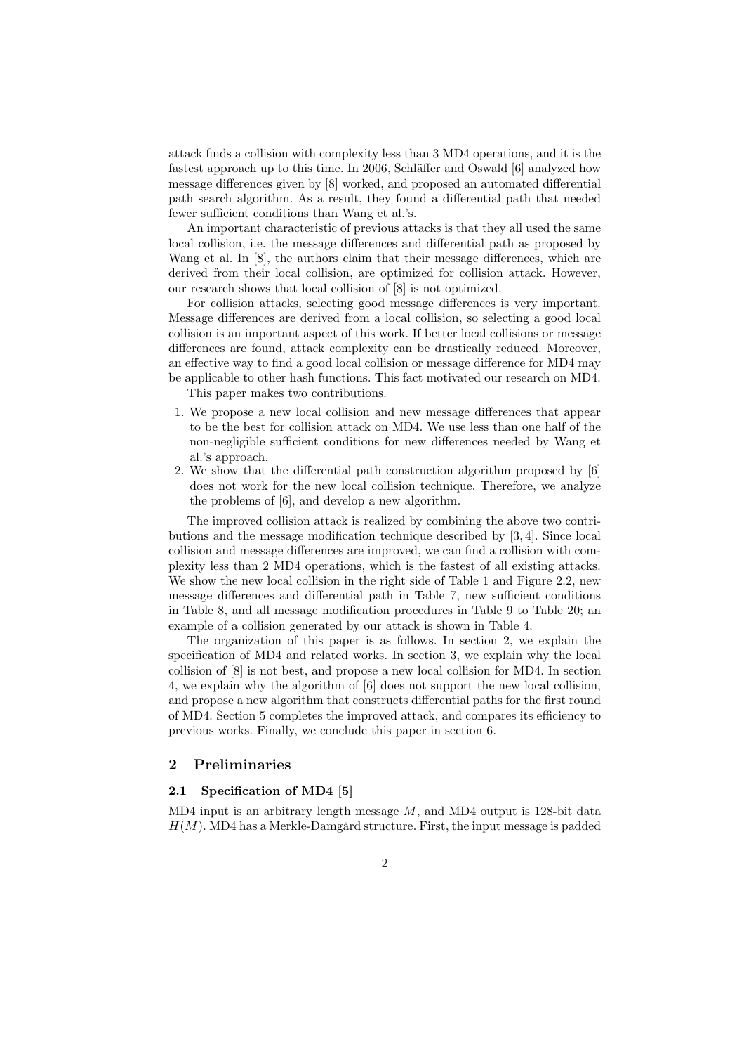attack finds a collision with complexity less than 3 MD4 operations, and it is the fastest approach up to this time. In 2006, Schläffer and Oswald [6] analyzed how message differences given by [8] worked, and proposed an automated differential path search algorithm. As a result, they found a differential path that needed fewer sufficient conditions than Wang et al.'s.

An important characteristic of previous attacks is that they all used the same local collision, i.e. the message differences and differential path as proposed by Wang et al. In [8], the authors claim that their message differences, which are derived from their local collision, are optimized for collision attack. However, our research shows that local collision of [8] is not optimized.

For collision attacks, selecting good message differences is very important. Message differences are derived from a local collision, so selecting a good local collision is an important aspect of this work. If better local collisions or message differences are found, attack complexity can be drastically reduced. Moreover, an effective way to find a good local collision or message difference for MD4 may be applicable to other hash functions. This fact motivated our research on MD4.

This paper makes two contributions.

1. We propose a new local collision and new message differences that appear to be the best for collision attack on MD4. We use less than one half of the non-negligible sufficient conditions for new differences needed by Wang et al.'s approach.
2. We show that the differential path construction algorithm proposed by [6] does not work for the new local collision technique. Therefore, we analyze the problems of [6], and develop a new algorithm.

The improved collision attack is realized by combining the above two contributions and the message modification technique described by [3, 4]. Since local collision and message differences are improved, we can find a collision with complexity less than 2 MD4 operations, which is the fastest of all existing attacks. We show the new local collision in the right side of Table 1 and Figure 2.2, new message differences and differential path in Table 7, new sufficient conditions in Table 8, and all message modification procedures in Table 9 to Table 20; an example of a collision generated by our attack is shown in Table 4.

The organization of this paper is as follows. In section 2, we explain the specification of MD4 and related works. In section 3, we explain why the local collision of [8] is not best, and propose a new local collision for MD4. In section 4, we explain why the algorithm of [6] does not support the new local collision, and propose a new algorithm that constructs differential paths for the first round of MD4. Section 5 completes the improved attack, and compares its efficiency to previous works. Finally, we conclude this paper in section 6.

## 2 Preliminaries

### 2.1 Specification of MD4 [5]

MD4 input is an arbitrary length message $M$, and MD4 output is 128-bit data $H(M)$. MD4 has a Merkle-Damgård structure. First, the input message is padded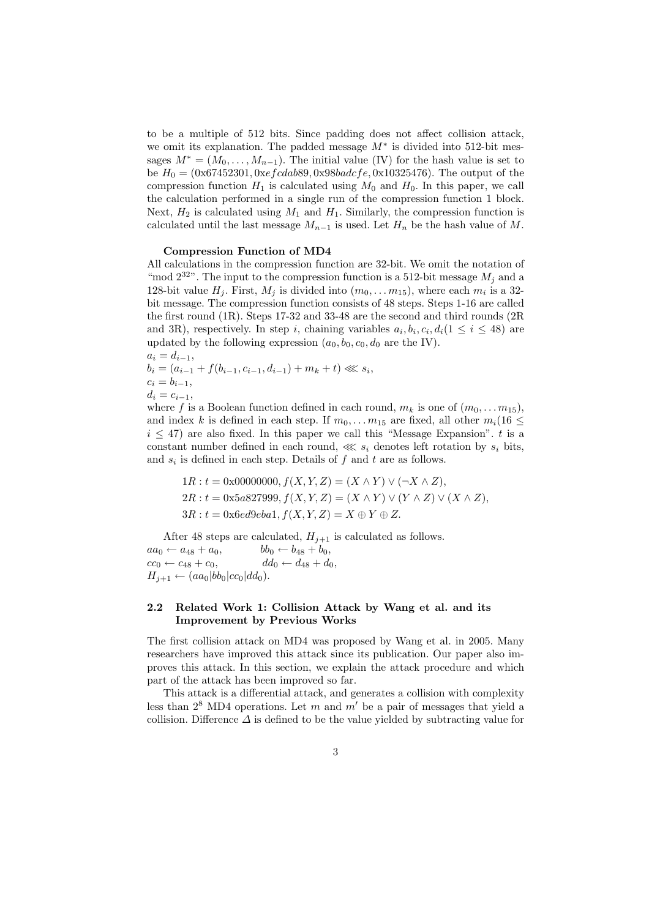to be a multiple of 512 bits. Since padding does not affect collision attack, we omit its explanation. The padded message $M^*$ is divided into 512-bit messages $M^* = (M_0, \ldots, M_{n-1})$. The initial value (IV) for the hash value is set to be $H_0 = (0x67452301, 0xefcdab89, 0x98badcfe, 0x10325476)$. The output of the compression function $H_1$ is calculated using $M_0$ and $H_0$. In this paper, we call the calculation performed in a single run of the compression function 1 block. Next, $H_2$ is calculated using $M_1$ and $H_1$. Similarly, the compression function is calculated until the last message $M_{n-1}$ is used. Let $H_n$ be the hash value of $M$.

**Compression Function of MD4**

All calculations in the compression function are 32-bit. We omit the notation of "mod $2^{32}$". The input to the compression function is a 512-bit message $M_j$ and a 128-bit value $H_j$. First, $M_j$ is divided into $(m_0, \ldots m_{15})$, where each $m_i$ is a 32-bit message. The compression function consists of 48 steps. Steps 1-16 are called the first round (1R). Steps 17-32 and 33-48 are the second and third rounds (2R and 3R), respectively. In step $i$, chaining variables $a_i, b_i, c_i, d_i (1 \leq i \leq 48)$ are updated by the following expression ($a_0, b_0, c_0, d_0$ are the IV).

$a_i = d_{i-1}$,
$b_i = (a_{i-1} + f(b_{i-1}, c_{i-1}, d_{i-1}) + m_k + t) \lll s_i$,
$c_i = b_{i-1}$,
$d_i = c_{i-1}$,

where $f$ is a Boolean function defined in each round, $m_k$ is one of $(m_0, \ldots m_{15})$, and index $k$ is defined in each step. If $m_0, \ldots m_{15}$ are fixed, all other $m_i (16 \leq i \leq 47)$ are also fixed. In this paper we call this "Message Expansion". $t$ is a constant number defined in each round, $\lll s_i$ denotes left rotation by $s_i$ bits, and $s_i$ is defined in each step. Details of $f$ and $t$ are as follows.

$$1R : t = 0x00000000, f(X, Y, Z) = (X \wedge Y) \vee (\neg X \wedge Z),$$
$$2R : t = 0x5a827999, f(X, Y, Z) = (X \wedge Y) \vee (Y \wedge Z) \vee (X \wedge Z),$$
$$3R : t = 0x6ed9eba1, f(X, Y, Z) = X \oplus Y \oplus Z.$$

After 48 steps are calculated, $H_{j+1}$ is calculated as follows.

$aa_0 \leftarrow a_{48} + a_0, \qquad bb_0 \leftarrow b_{48} + b_0,$
$cc_0 \leftarrow c_{48} + c_0, \qquad dd_0 \leftarrow d_{48} + d_0,$
$H_{j+1} \leftarrow (aa_0 | bb_0 | cc_0 | dd_0).$

## 2.2 Related Work 1: Collision Attack by Wang et al. and its Improvement by Previous Works

The first collision attack on MD4 was proposed by Wang et al. in 2005. Many researchers have improved this attack since its publication. Our paper also improves this attack. In this section, we explain the attack procedure and which part of the attack has been improved so far.

This attack is a differential attack, and generates a collision with complexity less than $2^8$ MD4 operations. Let $m$ and $m'$ be a pair of messages that yield a collision. Difference $\Delta$ is defined to be the value yielded by subtracting value for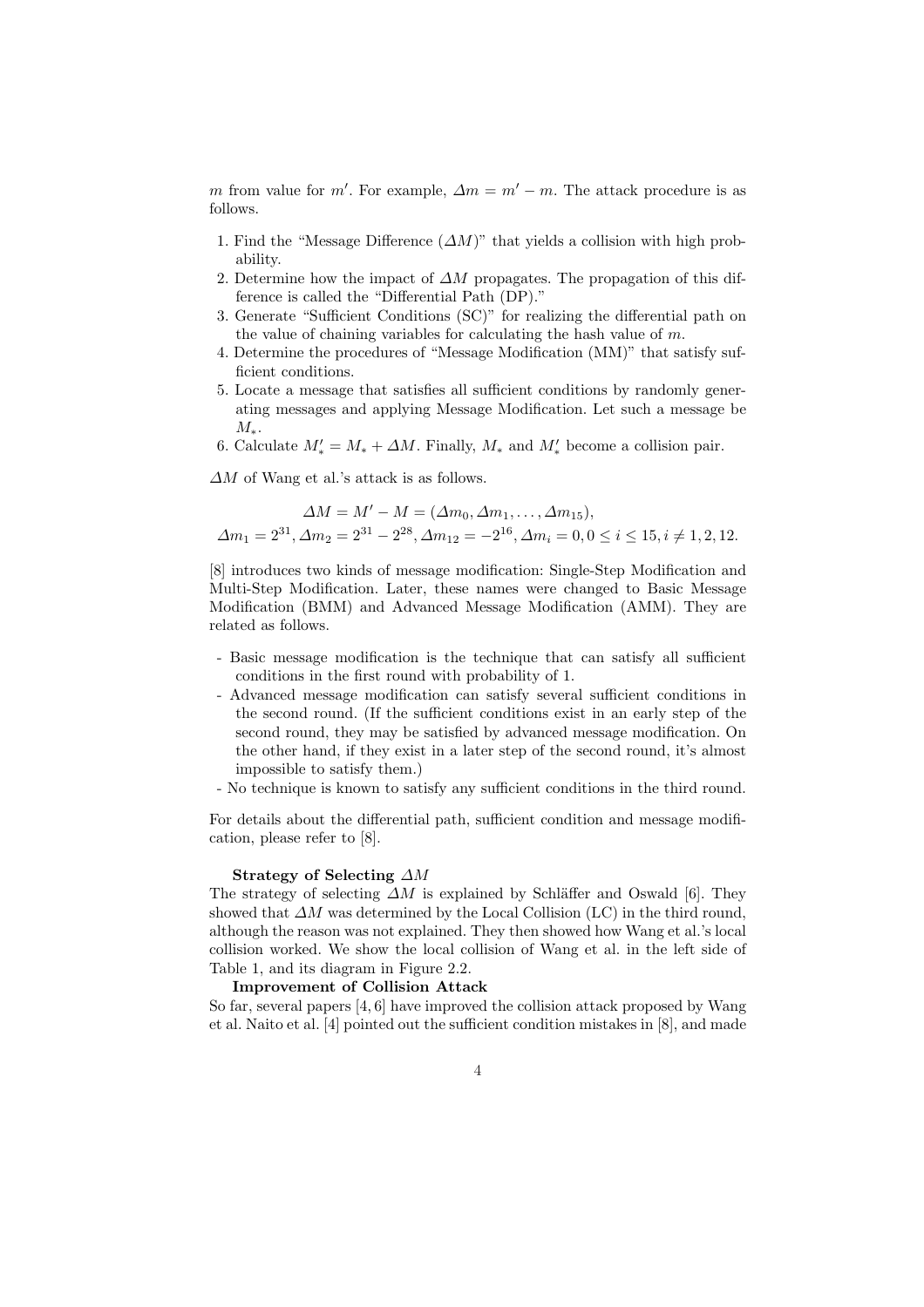$m$ from value for $m'$. For example, $\Delta m = m' - m$. The attack procedure is as follows.

1. Find the "Message Difference ($\Delta M$)" that yields a collision with high probability.
2. Determine how the impact of $\Delta M$ propagates. The propagation of this difference is called the "Differential Path (DP)."
3. Generate "Sufficient Conditions (SC)" for realizing the differential path on the value of chaining variables for calculating the hash value of $m$.
4. Determine the procedures of "Message Modification (MM)" that satisfy sufficient conditions.
5. Locate a message that satisfies all sufficient conditions by randomly generating messages and applying Message Modification. Let such a message be $M_*$.
6. Calculate $M'_* = M_* + \Delta M$. Finally, $M_*$ and $M'_*$ become a collision pair.

$\Delta M$ of Wang et al.'s attack is as follows.

$$\Delta M = M' - M = (\Delta m_0, \Delta m_1, \ldots, \Delta m_{15}),$$
$$\Delta m_1 = 2^{31}, \Delta m_2 = 2^{31} - 2^{28}, \Delta m_{12} = -2^{16}, \Delta m_i = 0, 0 \leq i \leq 15, i \neq 1, 2, 12.$$

[8] introduces two kinds of message modification: Single-Step Modification and Multi-Step Modification. Later, these names were changed to Basic Message Modification (BMM) and Advanced Message Modification (AMM). They are related as follows.

- Basic message modification is the technique that can satisfy all sufficient conditions in the first round with probability of 1.
- Advanced message modification can satisfy several sufficient conditions in the second round. (If the sufficient conditions exist in an early step of the second round, they may be satisfied by advanced message modification. On the other hand, if they exist in a later step of the second round, it's almost impossible to satisfy them.)
- No technique is known to satisfy any sufficient conditions in the third round.

For details about the differential path, sufficient condition and message modification, please refer to [8].

**Strategy of Selecting $\Delta M$**

The strategy of selecting $\Delta M$ is explained by Schläffer and Oswald [6]. They showed that $\Delta M$ was determined by the Local Collision (LC) in the third round, although the reason was not explained. They then showed how Wang et al.'s local collision worked. We show the local collision of Wang et al. in the left side of Table 1, and its diagram in Figure 2.2.

**Improvement of Collision Attack**

So far, several papers [4, 6] have improved the collision attack proposed by Wang et al. Naito et al. [4] pointed out the sufficient condition mistakes in [8], and made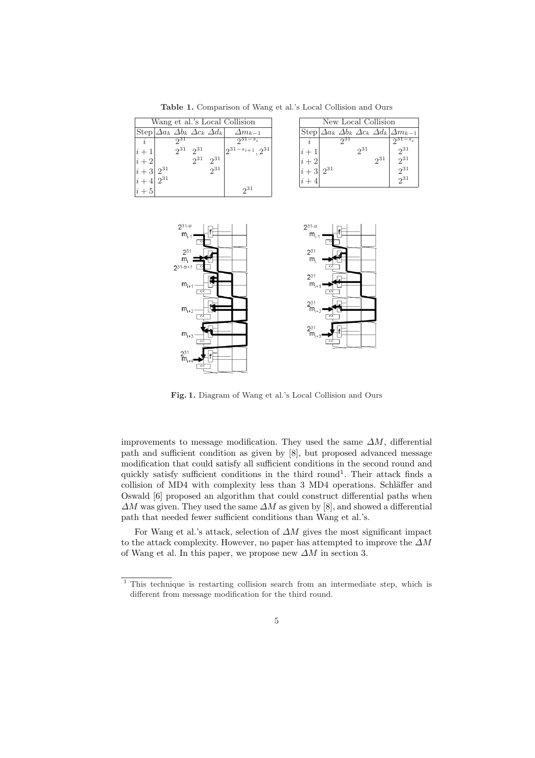**Table 1.** Comparison of Wang et al.'s Local Collision and Ours

| Wang et al.'s Local Collision | | | | | |
|---|---|---|---|---|---|
| Step | $\Delta a_k$ | $\Delta b_k$ | $\Delta c_k$ | $\Delta d_k$ | $\Delta m_{k-1}$ |
| $i$ | | $2^{31}$ | | | $2^{31-s_i}$ |
| $i+1$ | | $2^{31}$ | $2^{31}$ | | $2^{31-s_{i+1}}, 2^{31}$ |
| $i+2$ | | | $2^{31}$ | $2^{31}$ | |
| $i+3$ | $2^{31}$ | | | $2^{31}$ | |
| $i+4$ | $2^{31}$ | | | | |
| $i+5$ | | | | | $2^{31}$ |

| New Local Collision | | | | | |
|---|---|---|---|---|---|
| Step | $\Delta a_k$ | $\Delta b_k$ | $\Delta c_k$ | $\Delta d_k$ | $\Delta m_{k-1}$ |
| $i$ | | $2^{31}$ | | | $2^{31-s_i}$ |
| $i+1$ | | | $2^{31}$ | | $2^{31}$ |
| $i+2$ | | | | $2^{31}$ | $2^{31}$ |
| $i+3$ | $2^{31}$ | | | | $2^{31}$ |
| $i+4$ | | | | | $2^{31}$ |

**Fig. 1.** Diagram of Wang et al.'s Local Collision and Ours

improvements to message modification. They used the same $\Delta M$, differential path and sufficient condition as given by [8], but proposed advanced message modification that could satisfy all sufficient conditions in the second round and quickly satisfy sufficient conditions in the third round[1]. Their attack finds a collision of MD4 with complexity less than 3 MD4 operations. Schläffer and Oswald [6] proposed an algorithm that could construct differential paths when $\Delta M$ was given. They used the same $\Delta M$ as given by [8], and showed a differential path that needed fewer sufficient conditions than Wang et al.'s.

For Wang et al.'s attack, selection of $\Delta M$ gives the most significant impact to the attack complexity. However, no paper has attempted to improve the $\Delta M$ of Wang et al. In this paper, we propose new $\Delta M$ in section 3.

[1] This technique is restarting collision search from an intermediate step, which is different from message modification for the third round.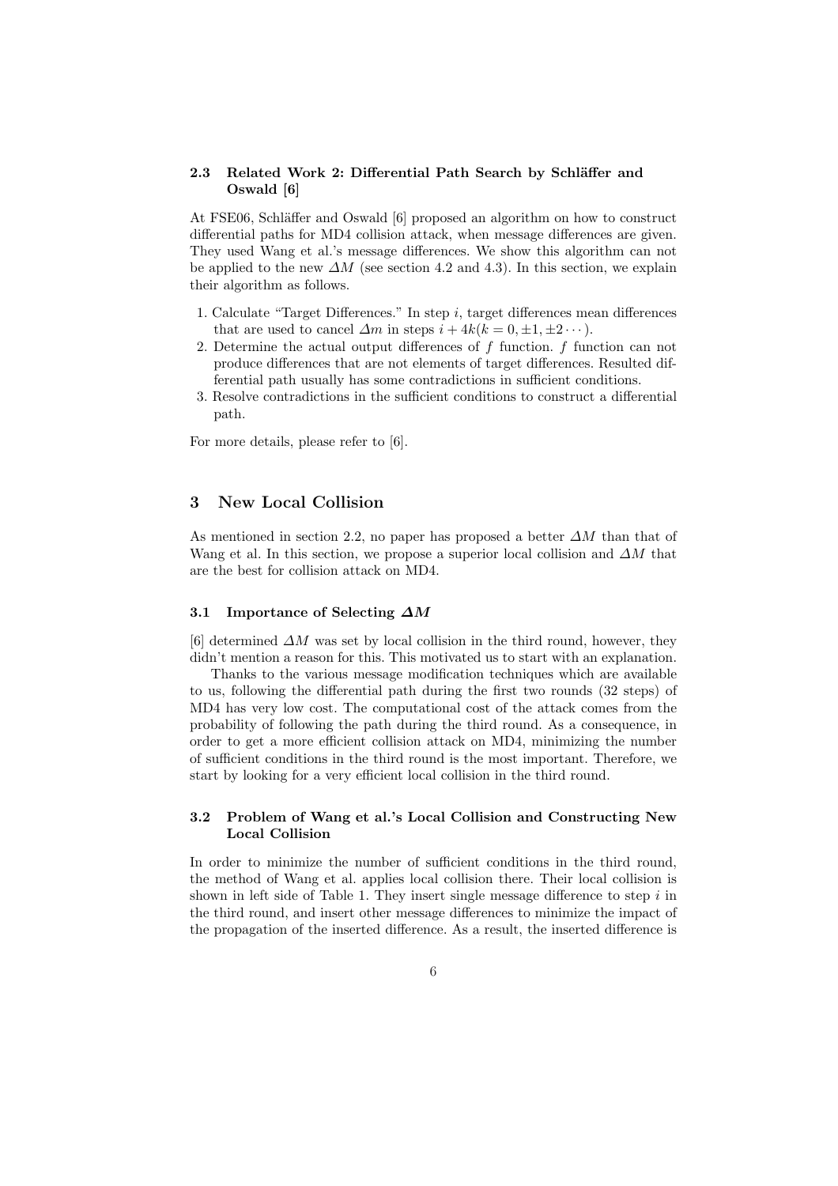### 2.3 Related Work 2: Differential Path Search by Schläffer and Oswald [6]

At FSE06, Schläffer and Oswald [6] proposed an algorithm on how to construct differential paths for MD4 collision attack, when message differences are given. They used Wang et al.'s message differences. We show this algorithm can not be applied to the new $\Delta M$ (see section 4.2 and 4.3). In this section, we explain their algorithm as follows.

1. Calculate "Target Differences." In step $i$, target differences mean differences that are used to cancel $\Delta m$ in steps $i + 4k (k = 0, \pm 1, \pm 2 \cdots)$.
2. Determine the actual output differences of $f$ function. $f$ function can not produce differences that are not elements of target differences. Resulted differential path usually has some contradictions in sufficient conditions.
3. Resolve contradictions in the sufficient conditions to construct a differential path.

For more details, please refer to [6].

## 3 New Local Collision

As mentioned in section 2.2, no paper has proposed a better $\Delta M$ than that of Wang et al. In this section, we propose a superior local collision and $\Delta M$ that are the best for collision attack on MD4.

### 3.1 Importance of Selecting $\Delta M$

[6] determined $\Delta M$ was set by local collision in the third round, however, they didn't mention a reason for this. This motivated us to start with an explanation.

Thanks to the various message modification techniques which are available to us, following the differential path during the first two rounds (32 steps) of MD4 has very low cost. The computational cost of the attack comes from the probability of following the path during the third round. As a consequence, in order to get a more efficient collision attack on MD4, minimizing the number of sufficient conditions in the third round is the most important. Therefore, we start by looking for a very efficient local collision in the third round.

### 3.2 Problem of Wang et al.'s Local Collision and Constructing New Local Collision

In order to minimize the number of sufficient conditions in the third round, the method of Wang et al. applies local collision there. Their local collision is shown in left side of Table 1. They insert single message difference to step $i$ in the third round, and insert other message differences to minimize the impact of the propagation of the inserted difference. As a result, the inserted difference is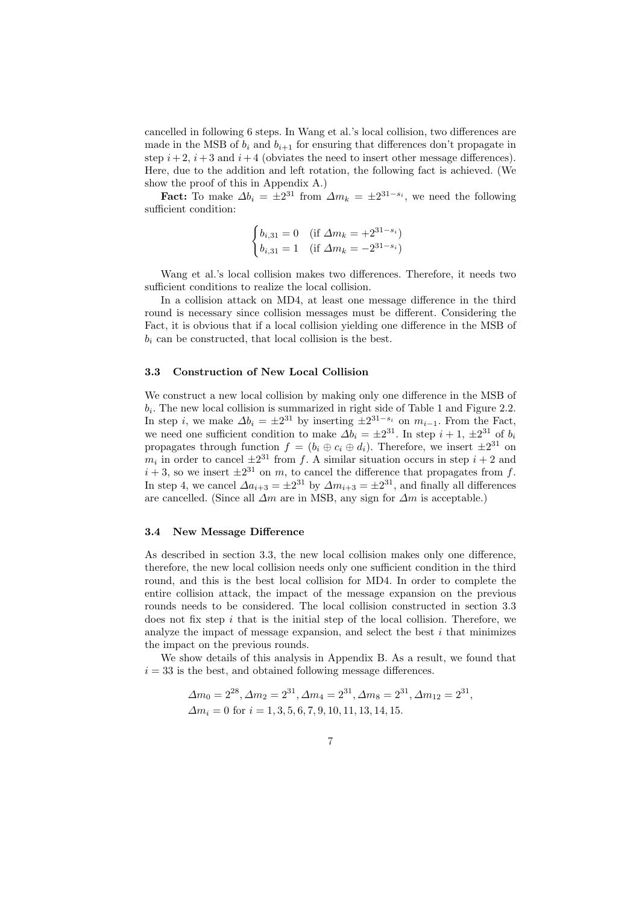cancelled in following 6 steps. In Wang et al.'s local collision, two differences are made in the MSB of $b_i$ and $b_{i+1}$ for ensuring that differences don't propagate in step $i+2$, $i+3$ and $i+4$ (obviates the need to insert other message differences). Here, due to the addition and left rotation, the following fact is achieved. (We show the proof of this in Appendix A.)

**Fact:** To make $\Delta b_i = \pm 2^{31}$ from $\Delta m_k = \pm 2^{31-s_i}$, we need the following sufficient condition:

$$\begin{cases} b_{i,31} = 0 & (\text{if } \Delta m_k = +2^{31-s_i}) \\ b_{i,31} = 1 & (\text{if } \Delta m_k = -2^{31-s_i}) \end{cases}$$

Wang et al.'s local collision makes two differences. Therefore, it needs two sufficient conditions to realize the local collision.

In a collision attack on MD4, at least one message difference in the third round is necessary since collision messages must be different. Considering the Fact, it is obvious that if a local collision yielding one difference in the MSB of $b_i$ can be constructed, that local collision is the best.

### 3.3 Construction of New Local Collision

We construct a new local collision by making only one difference in the MSB of $b_i$. The new local collision is summarized in right side of Table 1 and Figure 2.2. In step $i$, we make $\Delta b_i = \pm 2^{31}$ by inserting $\pm 2^{31-s_i}$ on $m_{i-1}$. From the Fact, we need one sufficient condition to make $\Delta b_i = \pm 2^{31}$. In step $i+1$, $\pm 2^{31}$ of $b_i$ propagates through function $f = (b_i \oplus c_i \oplus d_i)$. Therefore, we insert $\pm 2^{31}$ on $m_i$ in order to cancel $\pm 2^{31}$ from $f$. A similar situation occurs in step $i+2$ and $i+3$, so we insert $\pm 2^{31}$ on $m$, to cancel the difference that propagates from $f$. In step 4, we cancel $\Delta a_{i+3} = \pm 2^{31}$ by $\Delta m_{i+3} = \pm 2^{31}$, and finally all differences are cancelled. (Since all $\Delta m$ are in MSB, any sign for $\Delta m$ is acceptable.)

### 3.4 New Message Difference

As described in section 3.3, the new local collision makes only one difference, therefore, the new local collision needs only one sufficient condition in the third round, and this is the best local collision for MD4. In order to complete the entire collision attack, the impact of the message expansion on the previous rounds needs to be considered. The local collision constructed in section 3.3 does not fix step $i$ that is the initial step of the local collision. Therefore, we analyze the impact of message expansion, and select the best $i$ that minimizes the impact on the previous rounds.

We show details of this analysis in Appendix B. As a result, we found that $i = 33$ is the best, and obtained following message differences.

$$\Delta m_0 = 2^{28}, \Delta m_2 = 2^{31}, \Delta m_4 = 2^{31}, \Delta m_8 = 2^{31}, \Delta m_{12} = 2^{31},$$
$$\Delta m_i = 0 \text{ for } i = 1, 3, 5, 6, 7, 9, 10, 11, 13, 14, 15.$$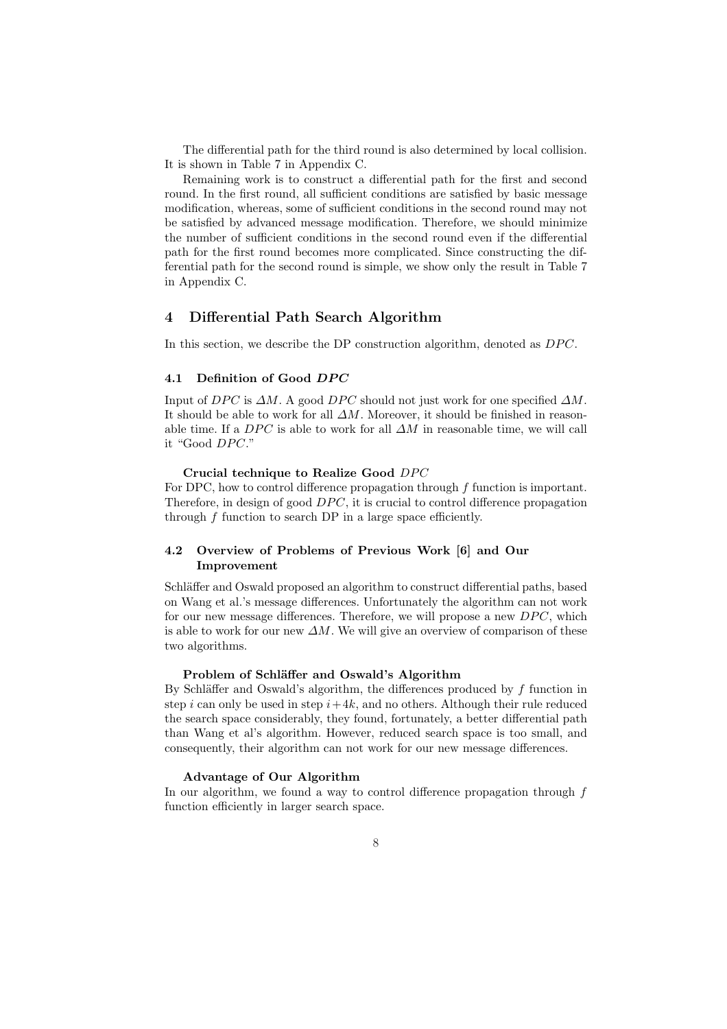The differential path for the third round is also determined by local collision. It is shown in Table 7 in Appendix C.

Remaining work is to construct a differential path for the first and second round. In the first round, all sufficient conditions are satisfied by basic message modification, whereas, some of sufficient conditions in the second round may not be satisfied by advanced message modification. Therefore, we should minimize the number of sufficient conditions in the second round even if the differential path for the first round becomes more complicated. Since constructing the differential path for the second round is simple, we show only the result in Table 7 in Appendix C.

## 4 Differential Path Search Algorithm

In this section, we describe the DP construction algorithm, denoted as $DPC$.

### 4.1 Definition of Good $DPC$

Input of $DPC$ is $\Delta M$. A good $DPC$ should not just work for one specified $\Delta M$. It should be able to work for all $\Delta M$. Moreover, it should be finished in reasonable time. If a $DPC$ is able to work for all $\Delta M$ in reasonable time, we will call it "Good $DPC$."

**Crucial technique to Realize Good $DPC$**
For DPC, how to control difference propagation through $f$ function is important. Therefore, in design of good $DPC$, it is crucial to control difference propagation through $f$ function to search DP in a large space efficiently.

### 4.2 Overview of Problems of Previous Work [6] and Our Improvement

Schläffer and Oswald proposed an algorithm to construct differential paths, based on Wang et al.'s message differences. Unfortunately the algorithm can not work for our new message differences. Therefore, we will propose a new $DPC$, which is able to work for our new $\Delta M$. We will give an overview of comparison of these two algorithms.

**Problem of Schläffer and Oswald's Algorithm**
By Schläffer and Oswald's algorithm, the differences produced by $f$ function in step $i$ can only be used in step $i+4k$, and no others. Although their rule reduced the search space considerably, they found, fortunately, a better differential path than Wang et al's algorithm. However, reduced search space is too small, and consequently, their algorithm can not work for our new message differences.

**Advantage of Our Algorithm**
In our algorithm, we found a way to control difference propagation through $f$ function efficiently in larger search space.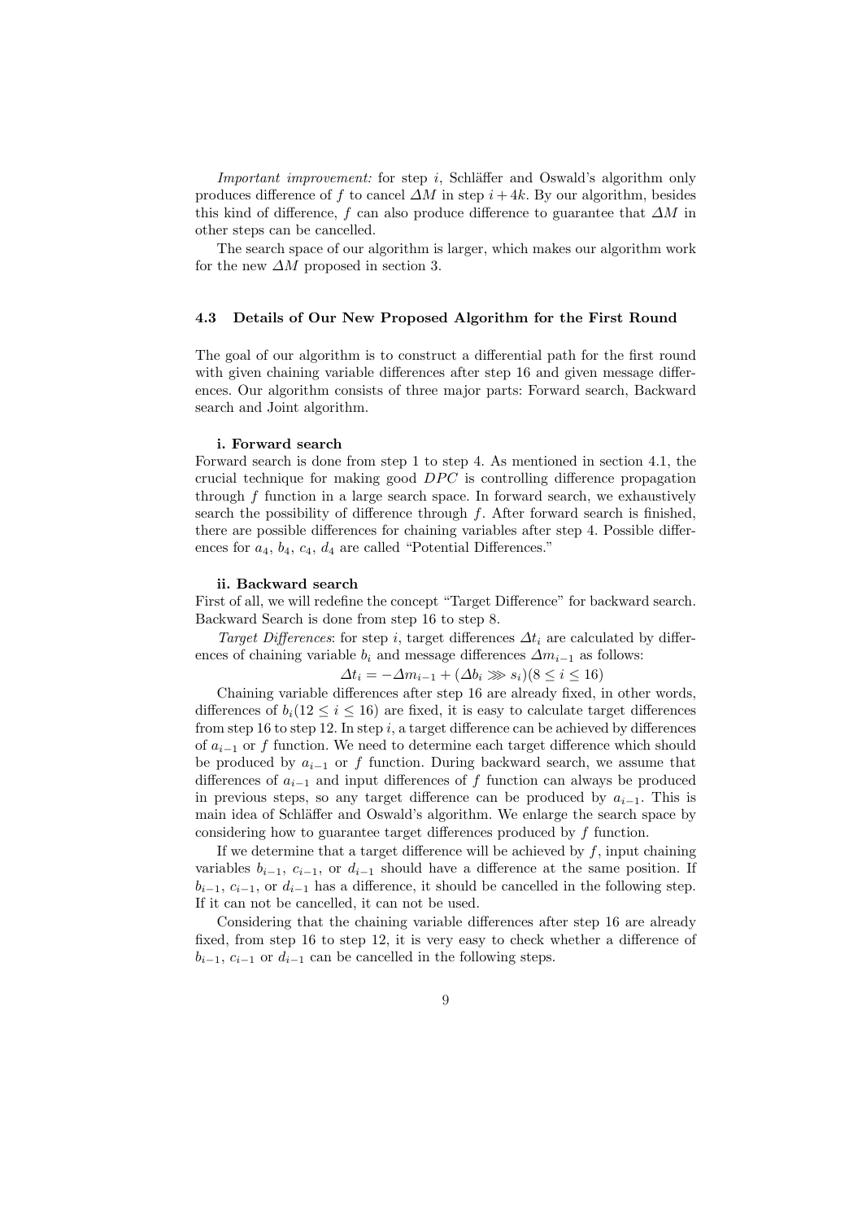*Important improvement:* for step $i$, Schläffer and Oswald's algorithm only produces difference of $f$ to cancel $\Delta M$ in step $i+4k$. By our algorithm, besides this kind of difference, $f$ can also produce difference to guarantee that $\Delta M$ in other steps can be cancelled.

The search space of our algorithm is larger, which makes our algorithm work for the new $\Delta M$ proposed in section 3.

### 4.3 Details of Our New Proposed Algorithm for the First Round

The goal of our algorithm is to construct a differential path for the first round with given chaining variable differences after step 16 and given message differences. Our algorithm consists of three major parts: Forward search, Backward search and Joint algorithm.

**i. Forward search**

Forward search is done from step 1 to step 4. As mentioned in section 4.1, the crucial technique for making good $DPC$ is controlling difference propagation through $f$ function in a large search space. In forward search, we exhaustively search the possibility of difference through $f$. After forward search is finished, there are possible differences for chaining variables after step 4. Possible differences for $a_4$, $b_4$, $c_4$, $d_4$ are called "Potential Differences."

**ii. Backward search**

First of all, we will redefine the concept "Target Difference" for backward search. Backward Search is done from step 16 to step 8.

*Target Differences*: for step $i$, target differences $\Delta t_i$ are calculated by differences of chaining variable $b_i$ and message differences $\Delta m_{i-1}$ as follows:

$$\Delta t_i = -\Delta m_{i-1} + (\Delta b_i \ggg s_i)(8 \leq i \leq 16)$$

Chaining variable differences after step 16 are already fixed, in other words, differences of $b_i(12 \leq i \leq 16)$ are fixed, it is easy to calculate target differences from step 16 to step 12. In step $i$, a target difference can be achieved by differences of $a_{i-1}$ or $f$ function. We need to determine each target difference which should be produced by $a_{i-1}$ or $f$ function. During backward search, we assume that differences of $a_{i-1}$ and input differences of $f$ function can always be produced in previous steps, so any target difference can be produced by $a_{i-1}$. This is main idea of Schläffer and Oswald's algorithm. We enlarge the search space by considering how to guarantee target differences produced by $f$ function.

If we determine that a target difference will be achieved by $f$, input chaining variables $b_{i-1}$, $c_{i-1}$, or $d_{i-1}$ should have a difference at the same position. If $b_{i-1}$, $c_{i-1}$, or $d_{i-1}$ has a difference, it should be cancelled in the following step. If it can not be cancelled, it can not be used.

Considering that the chaining variable differences after step 16 are already fixed, from step 16 to step 12, it is very easy to check whether a difference of $b_{i-1}$, $c_{i-1}$ or $d_{i-1}$ can be cancelled in the following steps.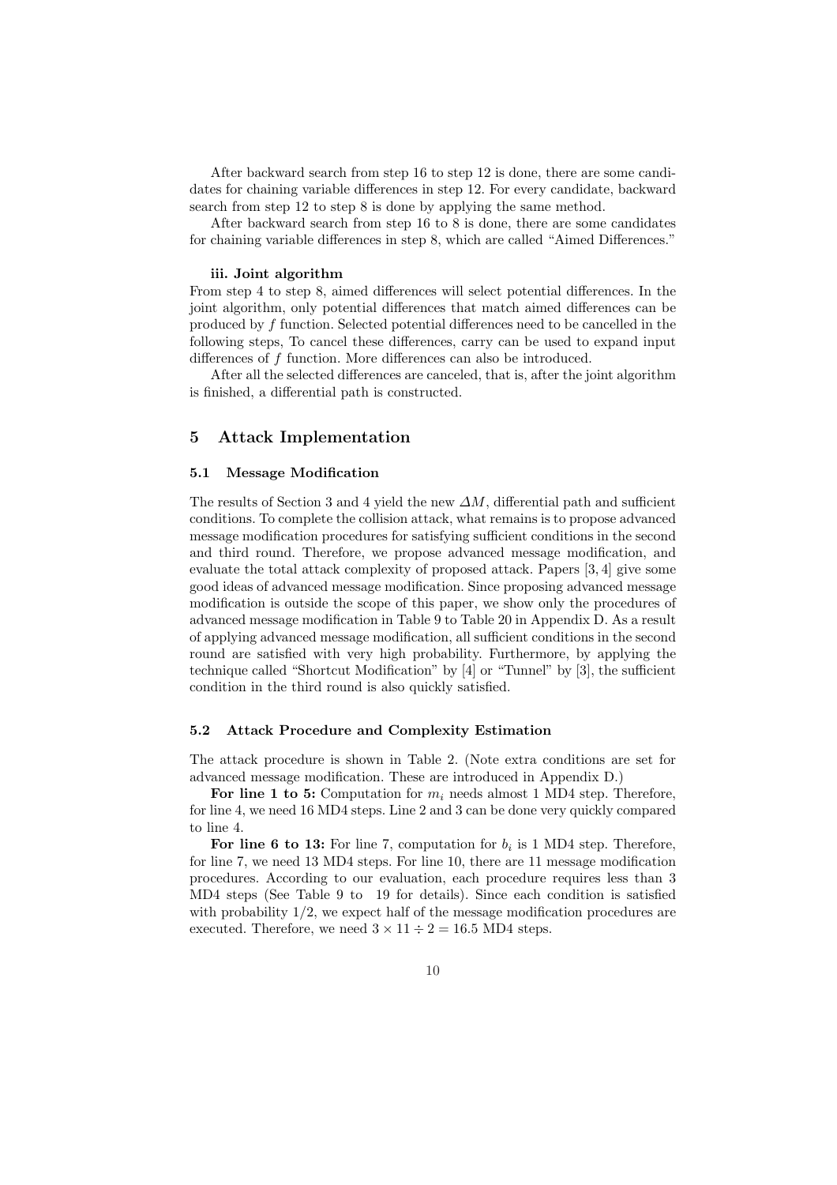After backward search from step 16 to step 12 is done, there are some candidates for chaining variable differences in step 12. For every candidate, backward search from step 12 to step 8 is done by applying the same method.

After backward search from step 16 to 8 is done, there are some candidates for chaining variable differences in step 8, which are called "Aimed Differences."

**iii. Joint algorithm**

From step 4 to step 8, aimed differences will select potential differences. In the joint algorithm, only potential differences that match aimed differences can be produced by $f$ function. Selected potential differences need to be cancelled in the following steps, To cancel these differences, carry can be used to expand input differences of $f$ function. More differences can also be introduced.

After all the selected differences are canceled, that is, after the joint algorithm is finished, a differential path is constructed.

## 5 Attack Implementation

### 5.1 Message Modification

The results of Section 3 and 4 yield the new $\Delta M$, differential path and sufficient conditions. To complete the collision attack, what remains is to propose advanced message modification procedures for satisfying sufficient conditions in the second and third round. Therefore, we propose advanced message modification, and evaluate the total attack complexity of proposed attack. Papers [3, 4] give some good ideas of advanced message modification. Since proposing advanced message modification is outside the scope of this paper, we show only the procedures of advanced message modification in Table 9 to Table 20 in Appendix D. As a result of applying advanced message modification, all sufficient conditions in the second round are satisfied with very high probability. Furthermore, by applying the technique called "Shortcut Modification" by [4] or "Tunnel" by [3], the sufficient condition in the third round is also quickly satisfied.

### 5.2 Attack Procedure and Complexity Estimation

The attack procedure is shown in Table 2. (Note extra conditions are set for advanced message modification. These are introduced in Appendix D.)

**For line 1 to 5:** Computation for $m_i$ needs almost 1 MD4 step. Therefore, for line 4, we need 16 MD4 steps. Line 2 and 3 can be done very quickly compared to line 4.

**For line 6 to 13:** For line 7, computation for $b_i$ is 1 MD4 step. Therefore, for line 7, we need 13 MD4 steps. For line 10, there are 11 message modification procedures. According to our evaluation, each procedure requires less than 3 MD4 steps (See Table 9 to 19 for details). Since each condition is satisfied with probability $1/2$, we expect half of the message modification procedures are executed. Therefore, we need $3 \times 11 \div 2 = 16.5$ MD4 steps.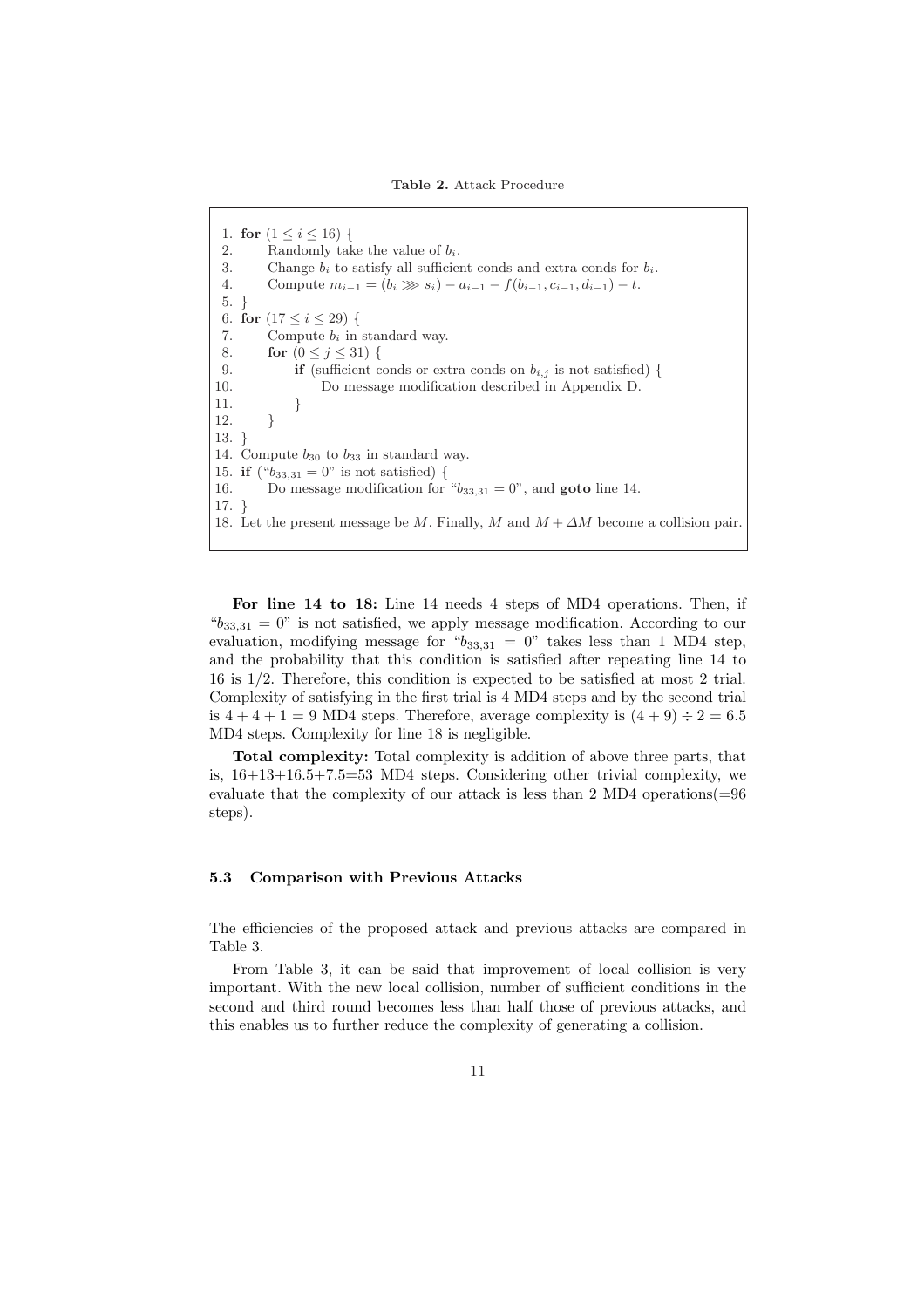**Table 2.** Attack Procedure

```
1. for (1 ≤ i ≤ 16) {
2.     Randomly take the value of b_i.
3.     Change b_i to satisfy all sufficient conds and extra conds for b_i.
4.     Compute m_{i-1} = (b_i >>> s_i) − a_{i-1} − f(b_{i-1}, c_{i-1}, d_{i-1}) − t.
5. }
6. for (17 ≤ i ≤ 29) {
7.     Compute b_i in standard way.
8.     for (0 ≤ j ≤ 31) {
9.         if (sufficient conds or extra conds on b_{i,j} is not satisfied) {
10.            Do message modification described in Appendix D.
11.        }
12.    }
13. }
14. Compute b_30 to b_33 in standard way.
15. if ("b_{33,31} = 0" is not satisfied) {
16.     Do message modification for "b_{33,31} = 0", and goto line 14.
17. }
18. Let the present message be M. Finally, M and M + ΔM become a collision pair.
```

**For line 14 to 18:** Line 14 needs 4 steps of MD4 operations. Then, if "$b_{33,31} = 0$" is not satisfied, we apply message modification. According to our evaluation, modifying message for "$b_{33,31} = 0$" takes less than 1 MD4 step, and the probability that this condition is satisfied after repeating line 14 to 16 is 1/2. Therefore, this condition is expected to be satisfied at most 2 trial. Complexity of satisfying in the first trial is 4 MD4 steps and by the second trial is $4 + 4 + 1 = 9$ MD4 steps. Therefore, average complexity is $(4 + 9) \div 2 = 6.5$ MD4 steps. Complexity for line 18 is negligible.

**Total complexity:** Total complexity is addition of above three parts, that is, 16+13+16.5+7.5=53 MD4 steps. Considering other trivial complexity, we evaluate that the complexity of our attack is less than 2 MD4 operations(=96 steps).

### 5.3 Comparison with Previous Attacks

The efficiencies of the proposed attack and previous attacks are compared in Table 3.

From Table 3, it can be said that improvement of local collision is very important. With the new local collision, number of sufficient conditions in the second and third round becomes less than half those of previous attacks, and this enables us to further reduce the complexity of generating a collision.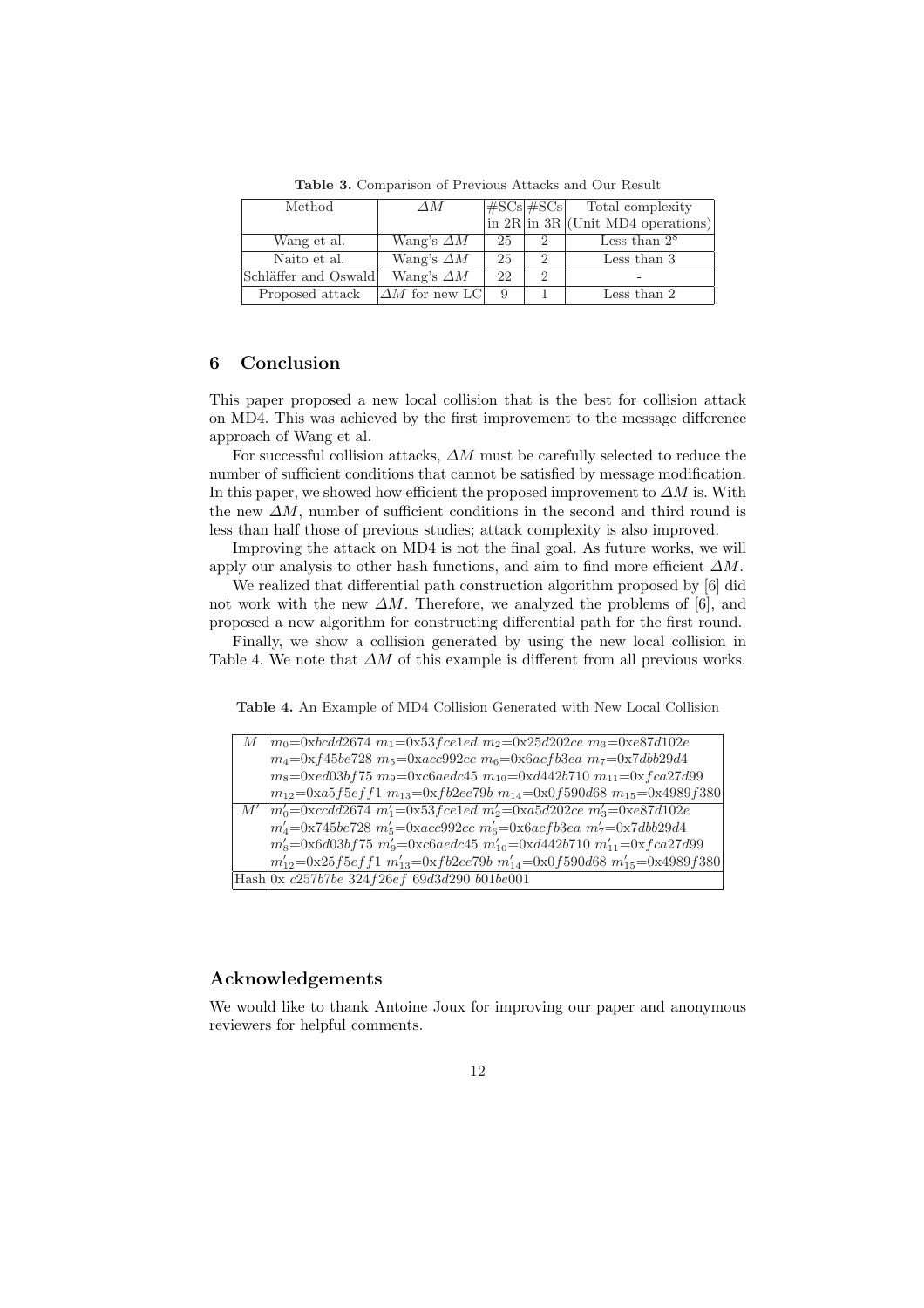**Table 3.** Comparison of Previous Attacks and Our Result

| Method | $\Delta M$ | #SCs in 2R | #SCs in 3R | Total complexity (Unit MD4 operations) |
|---|---|---|---|---|
| Wang et al. | Wang's $\Delta M$ | 25 | 2 | Less than $2^8$ |
| Naito et al. | Wang's $\Delta M$ | 25 | 2 | Less than 3 |
| Schläffer and Oswald | Wang's $\Delta M$ | 22 | 2 | - |
| Proposed attack | $\Delta M$ for new LC | 9 | 1 | Less than 2 |

## 6 Conclusion

This paper proposed a new local collision that is the best for collision attack on MD4. This was achieved by the first improvement to the message difference approach of Wang et al.

For successful collision attacks, $\Delta M$ must be carefully selected to reduce the number of sufficient conditions that cannot be satisfied by message modification. In this paper, we showed how efficient the proposed improvement to $\Delta M$ is. With the new $\Delta M$, number of sufficient conditions in the second and third round is less than half those of previous studies; attack complexity is also improved.

Improving the attack on MD4 is not the final goal. As future works, we will apply our analysis to other hash functions, and aim to find more efficient $\Delta M$.

We realized that differential path construction algorithm proposed by [6] did not work with the new $\Delta M$. Therefore, we analyzed the problems of [6], and proposed a new algorithm for constructing differential path for the first round.

Finally, we show a collision generated by using the new local collision in Table 4. We note that $\Delta M$ of this example is different from all previous works.

**Table 4.** An Example of MD4 Collision Generated with New Local Collision

| | |
|---|---|
| $M$ | $m_0$=0x*bcdd*2674 $m_1$=0x53*fce*1*ed* $m_2$=0x25*d*202*ce* $m_3$=0x*e*87*d*102*e* <br> $m_4$=0x*f*45*be*728 $m_5$=0x*acc*992*cc* $m_6$=0x6*acfb*3*ea* $m_7$=0x7*dbb*29*d*4 <br> $m_8$=0x*ed*03*bf*75 $m_9$=0x*c*6*aedc*45 $m_{10}$=0x*d*442*b*710 $m_{11}$=0x*fca*27*d*99 <br> $m_{12}$=0x*a*5*f*5*eff*1 $m_{13}$=0x*fb*2*ee*79*b* $m_{14}$=0x0*f*590*d*68 $m_{15}$=0x4989*f*380 |
| $M'$ | $m'_0$=0x*ccdd*2674 $m'_1$=0x53*fce*1*ed* $m'_2$=0x*a*5*d*202*ce* $m'_3$=0x*e*87*d*102*e* <br> $m'_4$=0x745*be*728 $m'_5$=0x*acc*992*cc* $m'_6$=0x6*acfb*3*ea* $m'_7$=0x7*dbb*29*d*4 <br> $m'_8$=0x6*d*03*bf*75 $m'_9$=0x*c*6*aedc*45 $m'_{10}$=0x*d*442*b*710 $m'_{11}$=0x*fca*27*d*99 <br> $m'_{12}$=0x25*f*5*eff*1 $m'_{13}$=0x*fb*2*ee*79*b* $m'_{14}$=0x0*f*590*d*68 $m'_{15}$=0x4989*f*380 |
| Hash | 0x *c*257*b*7*be* 324*f*26*ef* 69*d*3*d*290 *b*01*be*001 |

## Acknowledgements

We would like to thank Antoine Joux for improving our paper and anonymous reviewers for helpful comments.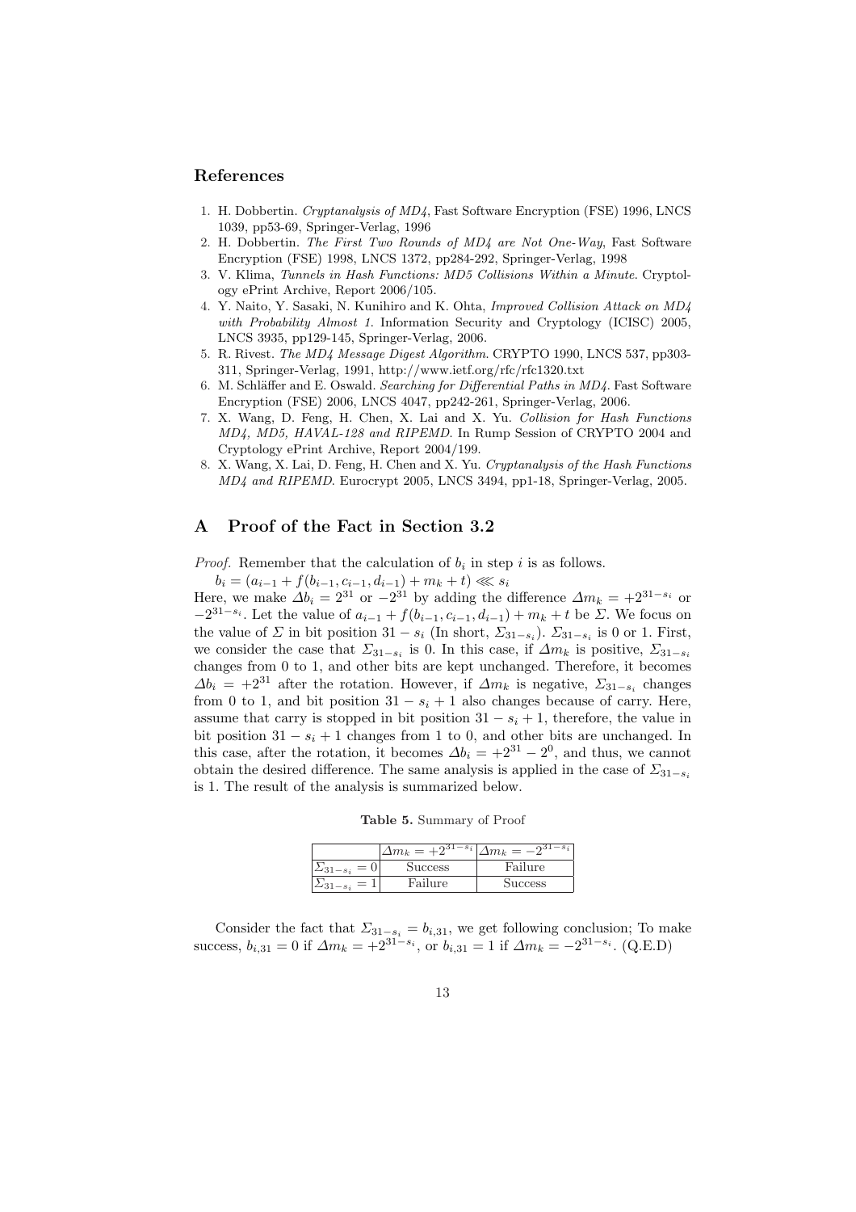## References

1. H. Dobbertin. *Cryptanalysis of MD4*, Fast Software Encryption (FSE) 1996, LNCS 1039, pp53-69, Springer-Verlag, 1996
2. H. Dobbertin. *The First Two Rounds of MD4 are Not One-Way*, Fast Software Encryption (FSE) 1998, LNCS 1372, pp284-292, Springer-Verlag, 1998
3. V. Klima, *Tunnels in Hash Functions: MD5 Collisions Within a Minute*. Cryptology ePrint Archive, Report 2006/105.
4. Y. Naito, Y. Sasaki, N. Kunihiro and K. Ohta, *Improved Collision Attack on MD4 with Probability Almost 1*. Information Security and Cryptology (ICISC) 2005, LNCS 3935, pp129-145, Springer-Verlag, 2006.
5. R. Rivest. *The MD4 Message Digest Algorithm*. CRYPTO 1990, LNCS 537, pp303-311, Springer-Verlag, 1991, http://www.ietf.org/rfc/rfc1320.txt
6. M. Schläffer and E. Oswald. *Searching for Differential Paths in MD4*. Fast Software Encryption (FSE) 2006, LNCS 4047, pp242-261, Springer-Verlag, 2006.
7. X. Wang, D. Feng, H. Chen, X. Lai and X. Yu. *Collision for Hash Functions MD4, MD5, HAVAL-128 and RIPEMD*. In Rump Session of CRYPTO 2004 and Cryptology ePrint Archive, Report 2004/199.
8. X. Wang, X. Lai, D. Feng, H. Chen and X. Yu. *Cryptanalysis of the Hash Functions MD4 and RIPEMD*. Eurocrypt 2005, LNCS 3494, pp1-18, Springer-Verlag, 2005.

## A Proof of the Fact in Section 3.2

*Proof.* Remember that the calculation of $b_i$ in step $i$ is as follows.

$b_i = (a_{i-1} + f(b_{i-1}, c_{i-1}, d_{i-1}) + m_k + t) \lll s_i$

Here, we make $\Delta b_i = 2^{31}$ or $-2^{31}$ by adding the difference $\Delta m_k = +2^{31-s_i}$ or $-2^{31-s_i}$. Let the value of $a_{i-1} + f(b_{i-1}, c_{i-1}, d_{i-1}) + m_k + t$ be $\Sigma$. We focus on the value of $\Sigma$ in bit position $31 - s_i$ (In short, $\Sigma_{31-s_i}$). $\Sigma_{31-s_i}$ is 0 or 1. First, we consider the case that $\Sigma_{31-s_i}$ is 0. In this case, if $\Delta m_k$ is positive, $\Sigma_{31-s_i}$ changes from 0 to 1, and other bits are kept unchanged. Therefore, it becomes $\Delta b_i = +2^{31}$ after the rotation. However, if $\Delta m_k$ is negative, $\Sigma_{31-s_i}$ changes from 0 to 1, and bit position $31 - s_i + 1$ also changes because of carry. Here, assume that carry is stopped in bit position $31 - s_i + 1$, therefore, the value in bit position $31 - s_i + 1$ changes from 1 to 0, and other bits are unchanged. In this case, after the rotation, it becomes $\Delta b_i = +2^{31} - 2^0$, and thus, we cannot obtain the desired difference. The same analysis is applied in the case of $\Sigma_{31-s_i}$ is 1. The result of the analysis is summarized below.

**Table 5.** Summary of Proof

| | $\Delta m_k = +2^{31-s_i}$ | $\Delta m_k = -2^{31-s_i}$ |
|---|---|---|
| $\Sigma_{31-s_i} = 0$ | Success | Failure |
| $\Sigma_{31-s_i} = 1$ | Failure | Success |

Consider the fact that $\Sigma_{31-s_i} = b_{i,31}$, we get following conclusion; To make success, $b_{i,31} = 0$ if $\Delta m_k = +2^{31-s_i}$, or $b_{i,31} = 1$ if $\Delta m_k = -2^{31-s_i}$. (Q.E.D)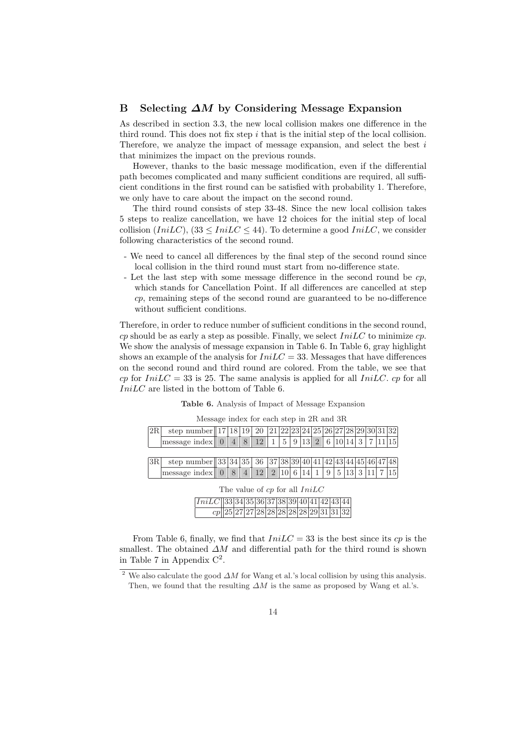## B Selecting $\Delta M$ by Considering Message Expansion

As described in section 3.3, the new local collision makes one difference in the third round. This does not fix step $i$ that is the initial step of the local collision. Therefore, we analyze the impact of message expansion, and select the best $i$ that minimizes the impact on the previous rounds.

However, thanks to the basic message modification, even if the differential path becomes complicated and many sufficient conditions are required, all sufficient conditions in the first round can be satisfied with probability 1. Therefore, we only have to care about the impact on the second round.

The third round consists of step 33-48. Since the new local collision takes 5 steps to realize cancellation, we have 12 choices for the initial step of local collision ($IniLC$), ($33 \le IniLC \le 44$). To determine a good $IniLC$, we consider following characteristics of the second round.

- We need to cancel all differences by the final step of the second round since local collision in the third round must start from no-difference state.
- Let the last step with some message difference in the second round be $cp$, which stands for Cancellation Point. If all differences are cancelled at step $cp$, remaining steps of the second round are guaranteed to be no-difference without sufficient conditions.

Therefore, in order to reduce number of sufficient conditions in the second round, $cp$ should be as early a step as possible. Finally, we select $IniLC$ to minimize $cp$. We show the analysis of message expansion in Table 6. In Table 6, gray highlight shows an example of the analysis for $IniLC = 33$. Messages that have differences on the second round and third round are colored. From the table, we see that $cp$ for $IniLC = 33$ is 25. The same analysis is applied for all $IniLC$. $cp$ for all $IniLC$ are listed in the bottom of Table 6.

**Table 6.** Analysis of Impact of Message Expansion

Message index for each step in 2R and 3R

| 2R | step number | 17 | 18 | 19 | 20 | 21 | 22 | 23 | 24 | 25 | 26 | 27 | 28 | 29 | 30 | 31 | 32 |
|---|---|---|---|---|---|---|---|---|---|---|---|---|---|---|---|---|---|
| | message index | 0 | 4 | 8 | 12 | 1 | 5 | 9 | 13 | 2 | 6 | 10 | 14 | 3 | 7 | 11 | 15 |

| 3R | step number | 33 | 34 | 35 | 36 | 37 | 38 | 39 | 40 | 41 | 42 | 43 | 44 | 45 | 46 | 47 | 48 |
|---|---|---|---|---|---|---|---|---|---|---|---|---|---|---|---|---|---|
| | message index | 0 | 8 | 4 | 12 | 2 | 10 | 6 | 14 | 1 | 9 | 5 | 13 | 3 | 11 | 7 | 15 |

The value of $cp$ for all $IniLC$

| $IniLC$ | 33 | 34 | 35 | 36 | 37 | 38 | 39 | 40 | 41 | 42 | 43 | 44 |
|---|---|---|---|---|---|---|---|---|---|---|---|---|
| $cp$ | 25 | 27 | 27 | 28 | 28 | 28 | 28 | 28 | 29 | 31 | 31 | 32 |

From Table 6, finally, we find that $IniLC = 33$ is the best since its $cp$ is the smallest. The obtained $\Delta M$ and differential path for the third round is shown in Table 7 in Appendix C[2].

[2] We also calculate the good $\Delta M$ for Wang et al.'s local collision by using this analysis. Then, we found that the resulting $\Delta M$ is the same as proposed by Wang et al.'s.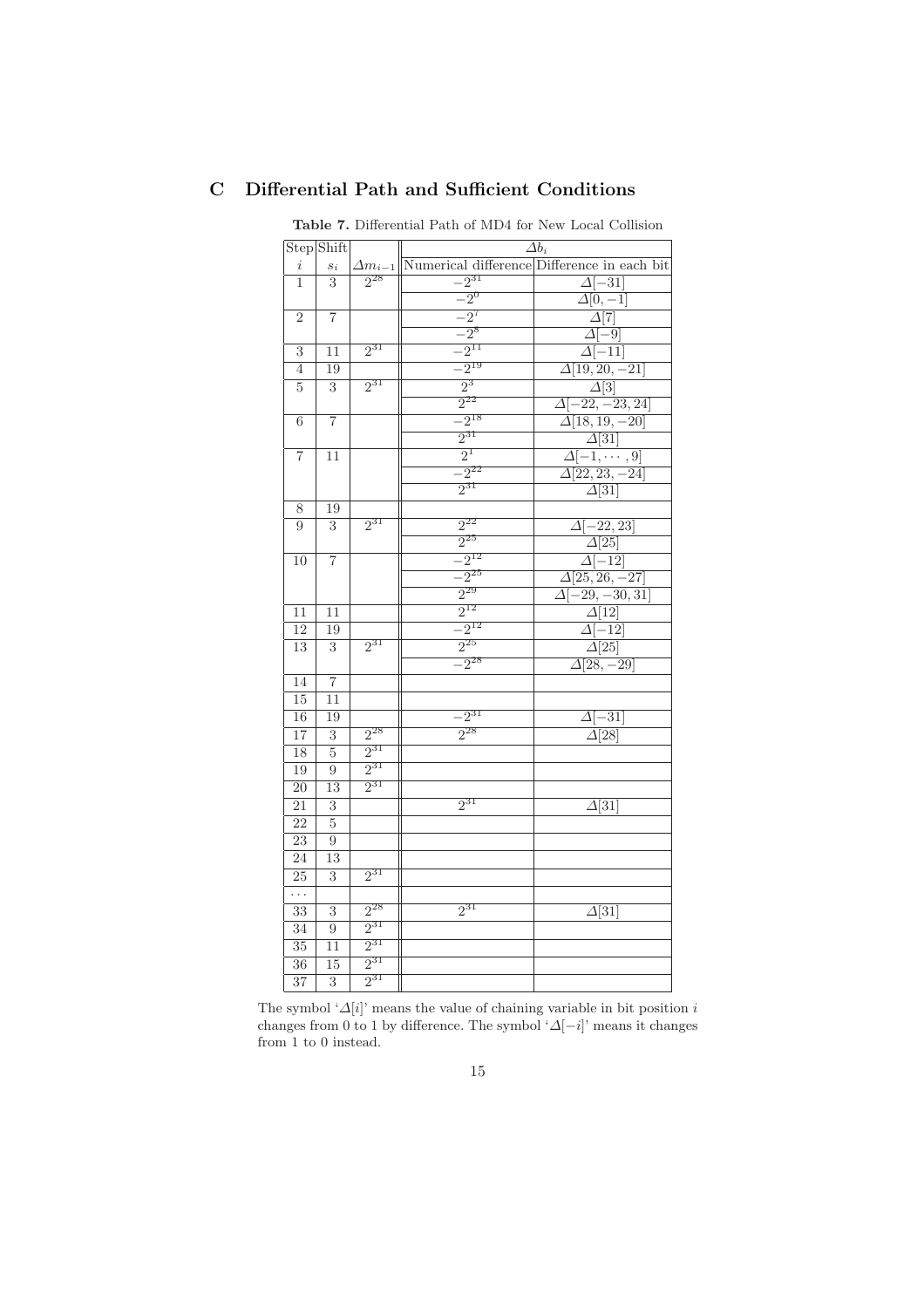## C Differential Path and Sufficient Conditions

**Table 7.** Differential Path of MD4 for New Local Collision

| Step | Shift | | $\Delta b_i$ | |
|---|---|---|---|---|
| $i$ | $s_i$ | $\Delta m_{i-1}$ | Numerical difference | Difference in each bit |
| 1 | 3 | $2^{28}$ | $-2^{31}$ | $\Delta[-31]$ |
| | | | $-2^{0}$ | $\Delta[0,-1]$ |
| 2 | 7 | | $-2^{7}$ | $\Delta[7]$ |
| | | | $-2^{8}$ | $\Delta[-9]$ |
| 3 | 11 | $2^{31}$ | $-2^{11}$ | $\Delta[-11]$ |
| 4 | 19 | | $-2^{19}$ | $\Delta[19,20,-21]$ |
| 5 | 3 | $2^{31}$ | $2^{3}$ | $\Delta[3]$ |
| | | | $2^{22}$ | $\Delta[-22,-23,24]$ |
| 6 | 7 | | $-2^{18}$ | $\Delta[18,19,-20]$ |
| | | | $2^{31}$ | $\Delta[31]$ |
| 7 | 11 | | $2^{1}$ | $\Delta[-1,\cdots,9]$ |
| | | | $-2^{22}$ | $\Delta[22,23,-24]$ |
| | | | $2^{31}$ | $\Delta[31]$ |
| 8 | 19 | | | |
| 9 | 3 | $2^{31}$ | $2^{22}$ | $\Delta[-22,23]$ |
| | | | $2^{25}$ | $\Delta[25]$ |
| 10 | 7 | | $-2^{12}$ | $\Delta[-12]$ |
| | | | $-2^{25}$ | $\Delta[25,26,-27]$ |
| | | | $2^{29}$ | $\Delta[-29,-30,31]$ |
| 11 | 11 | | $2^{12}$ | $\Delta[12]$ |
| 12 | 19 | | $-2^{12}$ | $\Delta[-12]$ |
| 13 | 3 | $2^{31}$ | $2^{25}$ | $\Delta[25]$ |
| | | | $-2^{28}$ | $\Delta[28,-29]$ |
| 14 | 7 | | | |
| 15 | 11 | | | |
| 16 | 19 | | $-2^{31}$ | $\Delta[-31]$ |
| 17 | 3 | $2^{28}$ | $2^{28}$ | $\Delta[28]$ |
| 18 | 5 | $2^{31}$ | | |
| 19 | 9 | $2^{31}$ | | |
| 20 | 13 | $2^{31}$ | | |
| 21 | 3 | | $2^{31}$ | $\Delta[31]$ |
| 22 | 5 | | | |
| 23 | 9 | | | |
| 24 | 13 | | | |
| 25 | 3 | $2^{31}$ | | |
| ... | | | | |
| 33 | 3 | $2^{28}$ | $2^{31}$ | $\Delta[31]$ |
| 34 | 9 | $2^{31}$ | | |
| 35 | 11 | $2^{31}$ | | |
| 36 | 15 | $2^{31}$ | | |
| 37 | 3 | $2^{31}$ | | |

The symbol '$\Delta[i]$' means the value of chaining variable in bit position $i$ changes from 0 to 1 by difference. The symbol '$\Delta[-i]$' means it changes from 1 to 0 instead.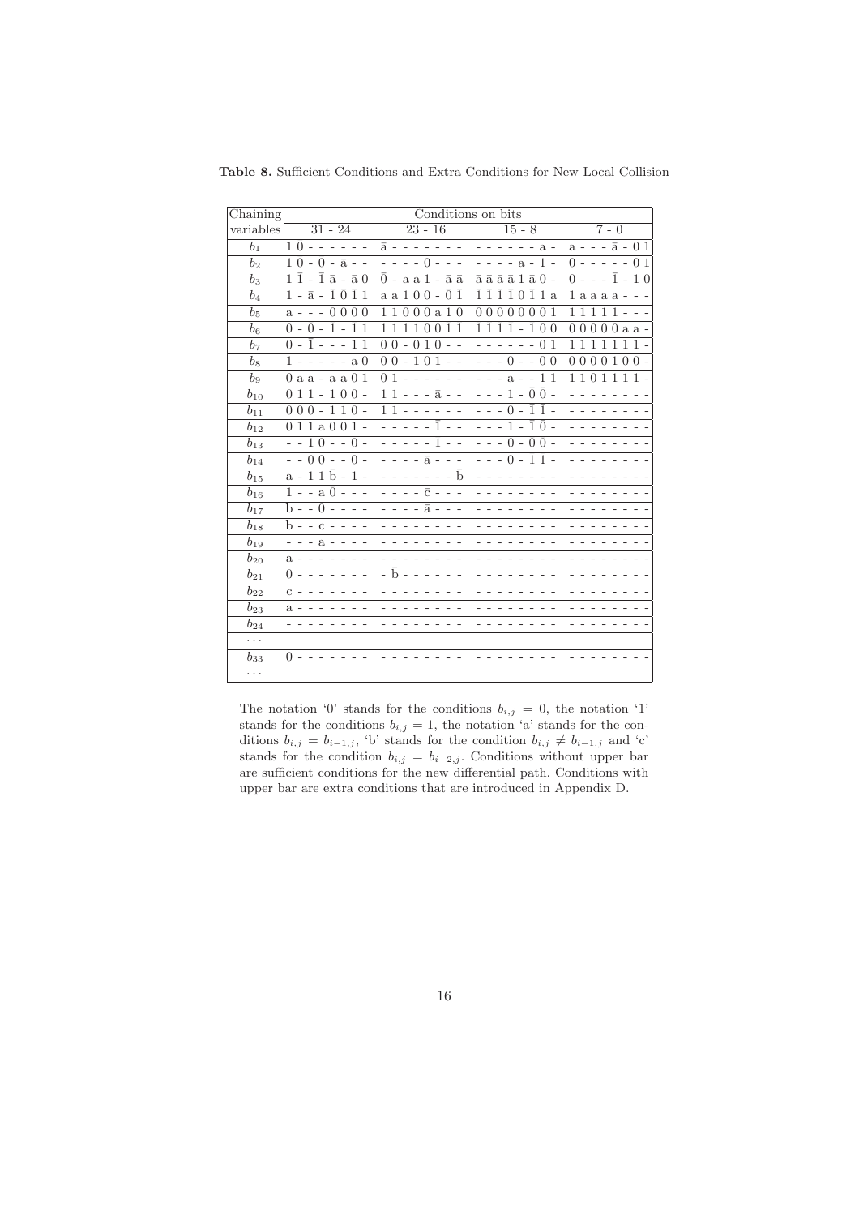**Table 8.** Sufficient Conditions and Extra Conditions for New Local Collision

| Chaining variables | Conditions on bits | | | |
|---|---|---|---|---|
| | 31 - 24 | 23 - 16 | 15 - 8 | 7 - 0 |
| $b_1$ | 1 0 - - - - - - | ā - - - - - - - | - - - - - - a - | a - - - ā - 0 1 |
| $b_2$ | 1 0 - 0 - ā - - | - - - - 0 - - - | - - - - a - 1 - | 0 - - - - - 0 1 |
| $b_3$ | 1 $\bar{1}$ - $\bar{1}$ ā - ā 0 | $\bar{0}$ - a a 1 - ā ā | ā ā ā ā 1 ā 0 - | 0 - - - $\bar{1}$ - 1 0 |
| $b_4$ | 1 - ā - 1 0 1 1 | a a 1 0 0 - 0 1 | 1 1 1 1 0 1 1 a | 1 a a a a - - - |
| $b_5$ | a - - - 0 0 0 0 | 1 1 0 0 0 a 1 0 | 0 0 0 0 0 0 0 1 | 1 1 1 1 1 - - - |
| $b_6$ | 0 - 0 - 1 - 1 1 | 1 1 1 1 0 0 1 1 | 1 1 1 1 - 1 0 0 | 0 0 0 0 0 a a - |
| $b_7$ | 0 - $\bar{1}$ - - - 1 1 | 0 0 - 0 1 0 - - | - - - - - - 0 1 | 1 1 1 1 1 1 1 - |
| $b_8$ | 1 - - - - - a 0 | 0 0 - 1 0 1 - - | - - - 0 - - 0 0 | 0 0 0 0 1 0 0 - |
| $b_9$ | 0 a a - a a 0 1 | 0 1 - - - - - - | - - - a - - 1 1 | 1 1 0 1 1 1 1 - |
| $b_{10}$ | 0 1 1 - 1 0 0 - | 1 1 - - - ā - - | - - - 1 - 0 0 - | - - - - - - - - |
| $b_{11}$ | 0 0 0 - 1 1 0 - | 1 1 - - - - - - | - - - 0 - $\bar{1}$ $\bar{1}$ - | - - - - - - - - |
| $b_{12}$ | 0 1 1 a 0 0 1 - | - - - - - $\bar{1}$ - - | - - - 1 - $\bar{1}$ $\bar{0}$ - | - - - - - - - - |
| $b_{13}$ | - - 1 0 - - 0 - | - - - - - $\bar{1}$ - - | - - - 0 - 0 0 - | - - - - - - - - |
| $b_{14}$ | - - 0 0 - - 0 - | - - - - ā - - - | - - - 0 - 1 1 - | - - - - - - - - |
| $b_{15}$ | a - 1 1 b - 1 - | - - - - - - - b | - - - - - - - - | - - - - - - - - |
| $b_{16}$ | 1 - - a $\bar{0}$ - - - | - - - - $\bar{c}$ - - - | - - - - - - - - | - - - - - - - - |
| $b_{17}$ | b - - 0 - - - - | - - - - ā - - - | - - - - - - - - | - - - - - - - - |
| $b_{18}$ | b - - c - - - - | - - - - - - - - | - - - - - - - - | - - - - - - - - |
| $b_{19}$ | - - - a - - - - | - - - - - - - - | - - - - - - - - | - - - - - - - - |
| $b_{20}$ | a - - - - - - - | - - - - - - - - | - - - - - - - - | - - - - - - - - |
| $b_{21}$ | 0 - - - - - - - | - b - - - - - - | - - - - - - - - | - - - - - - - - |
| $b_{22}$ | c - - - - - - - | - - - - - - - - | - - - - - - - - | - - - - - - - - |
| $b_{23}$ | a - - - - - - - | - - - - - - - - | - - - - - - - - | - - - - - - - - |
| $b_{24}$ | - - - - - - - - | - - - - - - - - | - - - - - - - - | - - - - - - - - |
| ... | | | | |
| $b_{33}$ | 0 - - - - - - - | - - - - - - - - | - - - - - - - - | - - - - - - - - |
| ... | | | | |

The notation '0' stands for the conditions $b_{i,j} = 0$, the notation '1' stands for the conditions $b_{i,j} = 1$, the notation 'a' stands for the conditions $b_{i,j} = b_{i-1,j}$, 'b' stands for the condition $b_{i,j} \neq b_{i-1,j}$ and 'c' stands for the condition $b_{i,j} = b_{i-2,j}$. Conditions without upper bar are sufficient conditions for the new differential path. Conditions with upper bar are extra conditions that are introduced in Appendix D.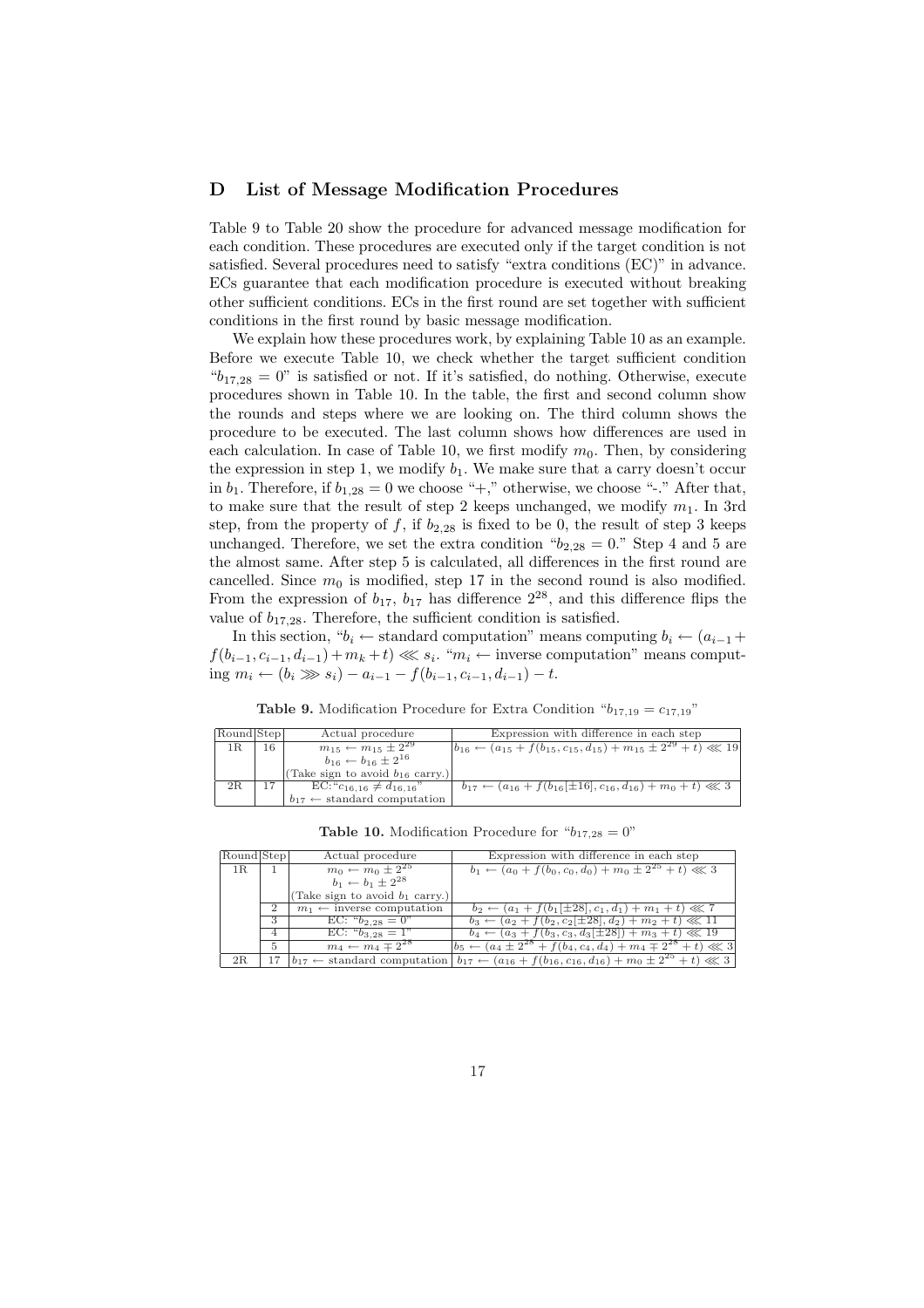## D List of Message Modification Procedures

Table 9 to Table 20 show the procedure for advanced message modification for each condition. These procedures are executed only if the target condition is not satisfied. Several procedures need to satisfy "extra conditions (EC)" in advance. ECs guarantee that each modification procedure is executed without breaking other sufficient conditions. ECs in the first round are set together with sufficient conditions in the first round by basic message modification.

We explain how these procedures work, by explaining Table 10 as an example. Before we execute Table 10, we check whether the target sufficient condition "$b_{17,28} = 0$" is satisfied or not. If it's satisfied, do nothing. Otherwise, execute procedures shown in Table 10. In the table, the first and second column show the rounds and steps where we are looking on. The third column shows the procedure to be executed. The last column shows how differences are used in each calculation. In case of Table 10, we first modify $m_0$. Then, by considering the expression in step 1, we modify $b_1$. We make sure that a carry doesn't occur in $b_1$. Therefore, if $b_{1,28} = 0$ we choose "+," otherwise, we choose "-." After that, to make sure that the result of step 2 keeps unchanged, we modify $m_1$. In 3rd step, from the property of $f$, if $b_{2,28}$ is fixed to be 0, the result of step 3 keeps unchanged. Therefore, we set the extra condition "$b_{2,28} = 0$." Step 4 and 5 are the almost same. After step 5 is calculated, all differences in the first round are cancelled. Since $m_0$ is modified, step 17 in the second round is also modified. From the expression of $b_{17}$, $b_{17}$ has difference $2^{28}$, and this difference flips the value of $b_{17,28}$. Therefore, the sufficient condition is satisfied.

In this section, "$b_i \leftarrow$ standard computation" means computing $b_i \leftarrow (a_{i-1} + f(b_{i-1}, c_{i-1}, d_{i-1}) + m_k + t) \lll s_i$. "$m_i \leftarrow$ inverse computation" means computing $m_i \leftarrow (b_i \ggg s_i) - a_{i-1} - f(b_{i-1}, c_{i-1}, d_{i-1}) - t$.

**Table 9.** Modification Procedure for Extra Condition "$b_{17,19} = c_{17,19}$"

| Round | Step | Actual procedure | Expression with difference in each step |
|---|---|---|---|
| 1R | 16 | $m_{15} \leftarrow m_{15} \pm 2^{29}$ | $b_{16} \leftarrow (a_{15} + f(b_{15}, c_{15}, d_{15}) + m_{15} \pm 2^{29} + t) \lll 19$ |
| | | $b_{16} \leftarrow b_{16} \pm 2^{16}$ | |
| | | (Take sign to avoid $b_{16}$ carry.) | |
| 2R | 17 | EC:"$c_{16,16} \neq d_{16,16}$" | $b_{17} \leftarrow (a_{16} + f(b_{16}[\pm 16], c_{16}, d_{16}) + m_0 + t) \lll 3$ |
| | | $b_{17} \leftarrow$ standard computation | |

**Table 10.** Modification Procedure for "$b_{17,28} = 0$"

| Round | Step | Actual procedure | Expression with difference in each step |
|---|---|---|---|
| 1R | 1 | $m_0 \leftarrow m_0 \pm 2^{25}$ | $b_1 \leftarrow (a_0 + f(b_0, c_0, d_0) + m_0 \pm 2^{25} + t) \lll 3$ |
| | | $b_1 \leftarrow b_1 \pm 2^{28}$ | |
| | | (Take sign to avoid $b_1$ carry.) | |
| | 2 | $m_1 \leftarrow$ inverse computation | $b_2 \leftarrow (a_1 + f(b_1[\pm 28], c_1, d_1) + m_1 + t) \lll 7$ |
| | 3 | EC: "$b_{2,28} = 0$" | $b_3 \leftarrow (a_2 + f(b_2, c_2[\pm 28], d_2) + m_2 + t) \lll 11$ |
| | 4 | EC: "$b_{3,28} = 1$" | $b_4 \leftarrow (a_3 + f(b_3, c_3, d_3[\pm 28]) + m_3 + t) \lll 19$ |
| | 5 | $m_4 \leftarrow m_4 \mp 2^{28}$ | $b_5 \leftarrow (a_4 \pm 2^{28} + f(b_4, c_4, d_4) + m_4 \mp 2^{28} + t) \lll 3$ |
| 2R | 17 | $b_{17} \leftarrow$ standard computation | $b_{17} \leftarrow (a_{16} + f(b_{16}, c_{16}, d_{16}) + m_0 \pm 2^{25} + t) \lll 3$ |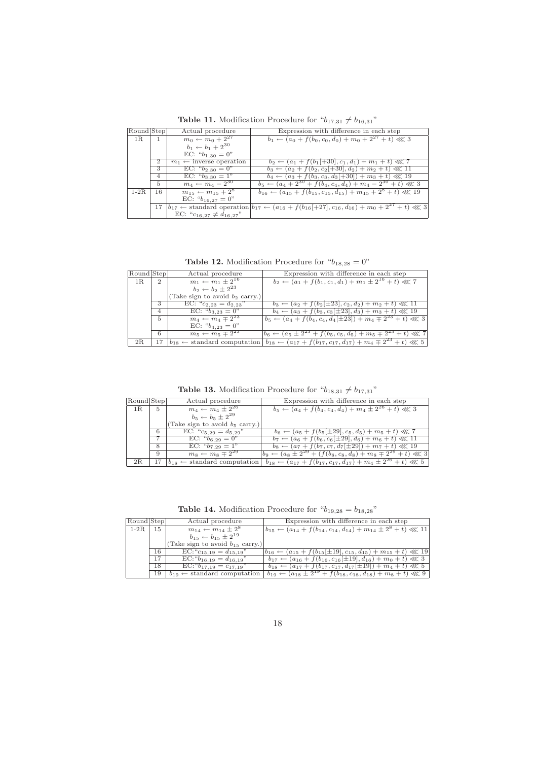**Table 11.** Modification Procedure for "$b_{17,31} \neq b_{16,31}$"

| Round | Step | Actual procedure | Expression with difference in each step |
|---|---|---|---|
| 1R | 1 | $m_0 \leftarrow m_0 + 2^{27}$ | $b_1 \leftarrow (a_0 + f(b_0, c_0, d_0) + m_0 + 2^{27} + t) \lll 3$ |
| | | $b_1 \leftarrow b_1 + 2^{30}$ | |
| | | EC: "$b_{1,30} = 0$" | |
| | 2 | $m_1 \leftarrow$ inverse operation | $b_2 \leftarrow (a_1 + f(b_1[+30], c_1, d_1) + m_1 + t) \lll 7$ |
| | 3 | EC: "$b_{2,30} = 0$" | $b_3 \leftarrow (a_2 + f(b_2, c_2[+30], d_2) + m_2 + t) \lll 11$ |
| | 4 | EC: "$b_{3,30} = 1$" | $b_4 \leftarrow (a_3 + f(b_3, c_3, d_3[+30]) + m_3 + t) \lll 19$ |
| | 5 | $m_4 \leftarrow m_4 - 2^{30}$ | $b_5 \leftarrow (a_4 + 2^{30} + f(b_4, c_4, d_4) + m_4 - 2^{30} + t) \lll 3$ |
| 1-2R | 16 | $m_{15} \leftarrow m_{15} + 2^8$ | $b_{16} \leftarrow (a_{15} + f(b_{15}, c_{15}, d_{15}) + m_{15} + 2^8 + t) \lll 19$ |
| | | EC: "$b_{16,27} = 0$" | |
| | 17 | $b_{17} \leftarrow$ standard operation | $b_{17} \leftarrow (a_{16} + f(b_{16}[+27], c_{16}, d_{16}) + m_0 + 2^{27} + t) \lll 3$ |
| | | EC: "$c_{16,27} \neq d_{16,27}$" | |

**Table 12.** Modification Procedure for "$b_{18,28} = 0$"

| Round | Step | Actual procedure | Expression with difference in each step |
|---|---|---|---|
| 1R | 2 | $m_1 \leftarrow m_1 \pm 2^{16}$ | $b_2 \leftarrow (a_1 + f(b_1, c_1, d_1) + m_1 \pm 2^{16} + t) \lll 7$ |
| | | $b_2 \leftarrow b_2 \pm 2^{23}$ | |
| | | (Take sign to avoid $b_2$ carry.) | |
| | 3 | EC: "$c_{2,23} = d_{2,23}$" | $b_3 \leftarrow (a_2 + f(b_2[\pm 23], c_2, d_2) + m_2 + t) \lll 11$ |
| | 4 | EC: "$b_{3,23} = 0$" | $b_4 \leftarrow (a_3 + f(b_3, c_3[\pm 23], d_3) + m_3 + t) \lll 19$ |
| | 5 | $m_4 \leftarrow m_4 \mp 2^{23}$ | $b_5 \leftarrow (a_4 + f(b_4, c_4, d_4[\pm 23]) + m_4 \mp 2^{23} + t) \lll 3$ |
| | | EC: "$b_{4,23} = 0$" | |
| | 6 | $m_5 \leftarrow m_5 \mp 2^{23}$ | $b_6 \leftarrow (a_5 \pm 2^{23} + f(b_5, c_5, d_5) + m_5 \mp 2^{23} + t) \lll 7$ |
| 2R | 17 | $b_{18} \leftarrow$ standard computation | $b_{18} \leftarrow (a_{17} + f(b_{17}, c_{17}, d_{17}) + m_4 \mp 2^{23} + t) \lll 5$ |

**Table 13.** Modification Procedure for "$b_{18,31} \neq b_{17,31}$"

| Round | Step | Actual procedure | Expression with difference in each step |
|---|---|---|---|
| 1R | 5 | $m_4 \leftarrow m_4 \pm 2^{26}$ | $b_5 \leftarrow (a_4 + f(b_4, c_4, d_4) + m_4 \pm 2^{26} + t) \lll 3$ |
| | | $b_5 \leftarrow b_5 \pm 2^{29}$ | |
| | | (Take sign to avoid $b_5$ carry.) | |
| | 6 | EC: "$c_{5,29} = d_{5,29}$" | $b_6 \leftarrow (a_5 + f(b_5[\pm 29], c_5, d_5) + m_5 + t) \lll 7$ |
| | 7 | EC: "$b_{6,29} = 0$" | $b_7 \leftarrow (a_6 + f(b_6, c_6[\pm 29], d_6) + m_6 + t) \lll 11$ |
| | 8 | EC: "$b_{7,29} = 1$" | $b_8 \leftarrow (a_7 + f(b_7, c_7, d_7[\pm 29]) + m_7 + t) \lll 19$ |
| | 9 | $m_8 \leftarrow m_8 \mp 2^{29}$ | $b_9 \leftarrow (a_8 \pm 2^{29} + (f(b_8, c_8, d_8) + m_8 \mp 2^{29} + t) \lll 3$ |
| 2R | 17 | $b_{18} \leftarrow$ standard computation | $b_{18} \leftarrow (a_{17} + f(b_{17}, c_{17}, d_{17}) + m_4 \pm 2^{26} + t) \lll 5$ |

**Table 14.** Modification Procedure for "$b_{19,28} = b_{18,28}$"

| Round | Step | Actual procedure | Expression with difference in each step |
|---|---|---|---|
| 1-2R | 15 | $m_{14} \leftarrow m_{14} \pm 2^8$ | $b_{15} \leftarrow (a_{14} + f(b_{14}, c_{14}, d_{14}) + m_{14} \pm 2^8 + t) \lll 11$ |
| | | $b_{15} \leftarrow b_{15} \pm 2^{19}$ | |
| | | (Take sign to avoid $b_{15}$ carry.) | |
| | 16 | EC:"$c_{15,19} = d_{15,19}$" | $b_{16} \leftarrow (a_{15} + f(b_{15}[\pm 19], c_{15}, d_{15}) + m_{15} + t) \lll 19$ |
| | 17 | EC:"$b_{16,19} = d_{16,19}$" | $b_{17} \leftarrow (a_{16} + f(b_{16}, c_{16}[\pm 19], d_{16}) + m_0 + t) \lll 3$ |
| | 18 | EC:"$b_{17,19} = c_{17,19}$" | $b_{18} \leftarrow (a_{17} + f(b_{17}, c_{17}, d_{17}[\pm 19]) + m_4 + t) \lll 5$ |
| | 19 | $b_{19} \leftarrow$ standard computation | $b_{19} \leftarrow (a_{18} \pm 2^{19} + f(b_{18}, c_{18}, d_{18}) + m_8 + t) \lll 9$ |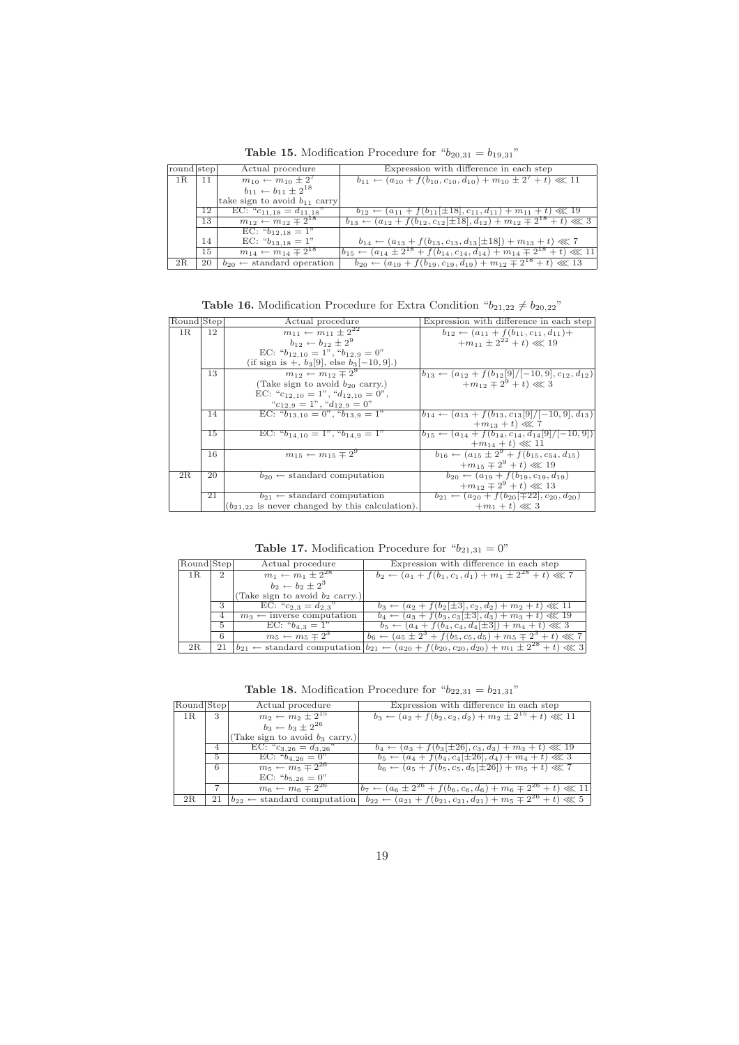**Table 15.** Modification Procedure for "$b_{20,31} = b_{19,31}$"

| round | step | Actual procedure | Expression with difference in each step |
|---|---|---|---|
| 1R | 11 | $m_{10} \leftarrow m_{10} \pm 2^7$ <br> $b_{11} \leftarrow b_{11} \pm 2^{18}$ <br> take sign to avoid $b_{11}$ carry | $b_{11} \leftarrow (a_{10} + f(b_{10}, c_{10}, d_{10}) + m_{10} \pm 2^7 + t) \lll 11$ |
| | 12 | EC: "$c_{11,18} = d_{11,18}$" | $b_{12} \leftarrow (a_{11} + f(b_{11}[\pm 18], c_{11}, d_{11}) + m_{11} + t) \lll 19$ |
| | 13 | $m_{12} \leftarrow m_{12} \mp 2^{18}$ <br> EC: "$b_{12,18} = 1$" | $b_{13} \leftarrow (a_{12} + f(b_{12}, c_{12}[\pm 18], d_{12}) + m_{12} \mp 2^{18} + t) \lll 3$ |
| | 14 | EC: "$b_{13,18} = 1$" | $b_{14} \leftarrow (a_{13} + f(b_{13}, c_{13}, d_{13}[\pm 18]) + m_{13} + t) \lll 7$ |
| | 15 | $m_{14} \leftarrow m_{14} \mp 2^{18}$ | $b_{15} \leftarrow (a_{14} \pm 2^{18} + f(b_{14}, c_{14}, d_{14}) + m_{14} \mp 2^{18} + t) \lll 11$ |
| 2R | 20 | $b_{20} \leftarrow$ standard operation | $b_{20} \leftarrow (a_{19} + f(b_{19}, c_{19}, d_{19}) + m_{12} \mp 2^{18} + t) \lll 13$ |

**Table 16.** Modification Procedure for Extra Condition "$b_{21,22} \neq b_{20,22}$"

| Round | Step | Actual procedure | Expression with difference in each step |
|---|---|---|---|
| 1R | 12 | $m_{11} \leftarrow m_{11} \pm 2^{22}$ <br> $b_{12} \leftarrow b_{12} \pm 2^9$ <br> EC: "$b_{12,10} = 1$", "$b_{12,9} = 0$" <br> (if sign is +, $b_3[9]$, else $b_3[-10, 9]$.) | $b_{12} \leftarrow (a_{11} + f(b_{11}, c_{11}, d_{11}) +$ <br> $+ m_{11} \pm 2^{22} + t) \lll 19$ |
| | 13 | $m_{12} \leftarrow m_{12} \mp 2^9$ <br> (Take sign to avoid $b_{20}$ carry.) <br> EC: "$c_{12,10} = 1$", "$d_{12,10} = 0$", <br> "$c_{12,9} = 1$", "$d_{12,9} = 0$" | $b_{13} \leftarrow (a_{12} + f(b_{12}[9]/[-10, 9], c_{12}, d_{12})$ <br> $+ m_{12} \mp 2^9 + t) \lll 3$ |
| | 14 | EC: "$b_{13,10} = 0$", "$b_{13,9} = 1$" | $b_{14} \leftarrow (a_{13} + f(b_{13}, c_{13}[9]/[-10, 9], d_{13})$ <br> $+ m_{13} + t) \lll 7$ |
| | 15 | EC: "$b_{14,10} = 1$", "$b_{14,9} = 1$" | $b_{15} \leftarrow (a_{14} + f(b_{14}, c_{14}, d_{14}[9]/[-10, 9])$ <br> $+ m_{14} + t) \lll 11$ |
| | 16 | $m_{15} \leftarrow m_{15} \mp 2^9$ | $b_{16} \leftarrow (a_{15} \pm 2^9 + f(b_{15}, c_{54}, d_{15})$ <br> $+ m_{15} \mp 2^9 + t) \lll 19$ |
| 2R | 20 | $b_{20} \leftarrow$ standard computation | $b_{20} \leftarrow (a_{19} + f(b_{19}, c_{19}, d_{19})$ <br> $+ m_{12} \mp 2^9 + t) \lll 13$ |
| | 21 | $b_{21} \leftarrow$ standard computation <br> ($b_{21,22}$ is never changed by this calculation). | $b_{21} \leftarrow (a_{20} + f(b_{20}[\mp 22], c_{20}, d_{20})$ <br> $+ m_1 + t) \lll 3$ |

**Table 17.** Modification Procedure for "$b_{21,31} = 0$"

| Round | Step | Actual procedure | Expression with difference in each step |
|---|---|---|---|
| 1R | 2 | $m_1 \leftarrow m_1 \pm 2^{28}$ <br> $b_2 \leftarrow b_2 \pm 2^3$ <br> (Take sign to avoid $b_2$ carry.) | $b_2 \leftarrow (a_1 + f(b_1, c_1, d_1) + m_1 \pm 2^{28} + t) \lll 7$ |
| | 3 | EC: "$c_{2,3} = d_{2,3}$" | $b_3 \leftarrow (a_2 + f(b_2[\pm 3], c_2, d_2) + m_2 + t) \lll 11$ |
| | 4 | $m_3 \leftarrow$ inverse computation | $b_4 \leftarrow (a_3 + f(b_3, c_3[\pm 3], d_3) + m_3 + t) \lll 19$ |
| | 5 | EC: "$b_{4,3} = 1$" | $b_5 \leftarrow (a_4 + f(b_4, c_4, d_4[\pm 3]) + m_4 + t) \lll 3$ |
| | 6 | $m_5 \leftarrow m_5 \mp 2^3$ | $b_6 \leftarrow (a_5 \pm 2^3 + f(b_5, c_5, d_5) + m_5 \mp 2^3 + t) \lll 7$ |
| 2R | 21 | $b_{21} \leftarrow$ standard computation | $b_{21} \leftarrow (a_{20} + f(b_{20}, c_{20}, d_{20}) + m_1 \pm 2^{28} + t) \lll 3$ |

**Table 18.** Modification Procedure for "$b_{22,31} = b_{21,31}$"

| Round | Step | Actual procedure | Expression with difference in each step |
|---|---|---|---|
| 1R | 3 | $m_2 \leftarrow m_2 \pm 2^{15}$ <br> $b_3 \leftarrow b_3 \pm 2^{26}$ <br> (Take sign to avoid $b_3$ carry.) | $b_3 \leftarrow (a_2 + f(b_2, c_2, d_2) + m_2 \pm 2^{15} + t) \lll 11$ |
| | 4 | EC: "$c_{3,26} = d_{3,26}$" | $b_4 \leftarrow (a_3 + f(b_3[\pm 26], c_3, d_3) + m_3 + t) \lll 19$ |
| | 5 | EC: "$b_{4,26} = 0$" | $b_5 \leftarrow (a_4 + f(b_4, c_4[\pm 26], d_4) + m_4 + t) \lll 3$ |
| | 6 | $m_5 \leftarrow m_5 \mp 2^{26}$ <br> EC: "$b_{5,26} = 0$" | $b_6 \leftarrow (a_5 + f(b_5, c_5, d_5[\pm 26]) + m_5 + t) \lll 7$ |
| | 7 | $m_6 \leftarrow m_6 \mp 2^{26}$ | $b_7 \leftarrow (a_6 \pm 2^{26} + f(b_6, c_6, d_6) + m_6 \mp 2^{26} + t) \lll 11$ |
| 2R | 21 | $b_{22} \leftarrow$ standard computation | $b_{22} \leftarrow (a_{21} + f(b_{21}, c_{21}, d_{21}) + m_5 \mp 2^{26} + t) \lll 5$ |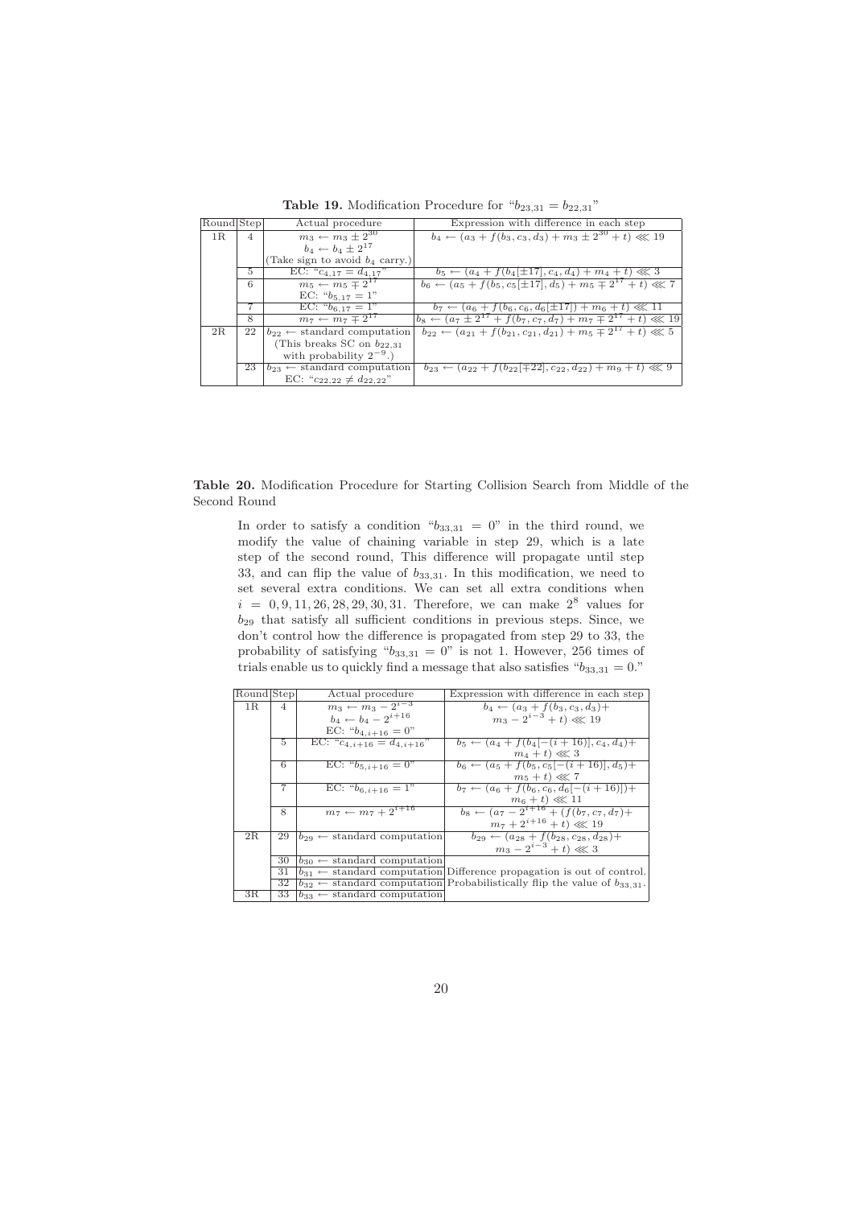**Table 19.** Modification Procedure for "$b_{23,31} = b_{22,31}$"

| Round | Step | Actual procedure | Expression with difference in each step |
|---|---|---|---|
| 1R | 4 | $m_3 \leftarrow m_3 \pm 2^{30}$ | $b_4 \leftarrow (a_3 + f(b_3, c_3, d_3) + m_3 \pm 2^{30} + t) \lll 19$ |
| | | $b_4 \leftarrow b_4 \pm 2^{17}$ | |
| | | (Take sign to avoid $b_4$ carry.) | |
| | 5 | EC: "$c_{4,17} = d_{4,17}$" | $b_5 \leftarrow (a_4 + f(b_4[\pm 17], c_4, d_4) + m_4 + t) \lll 3$ |
| | 6 | $m_5 \leftarrow m_5 \mp 2^{17}$ | $b_6 \leftarrow (a_5 + f(b_5, c_5[\pm 17], d_5) + m_5 \mp 2^{17} + t) \lll 7$ |
| | | EC: "$b_{5,17} = 1$" | |
| | 7 | EC: "$b_{6,17} = 1$" | $b_7 \leftarrow (a_6 + f(b_6, c_6, d_6[\pm 17]) + m_6 + t) \lll 11$ |
| | 8 | $m_7 \leftarrow m_7 \mp 2^{17}$ | $b_8 \leftarrow (a_7 \pm 2^{17} + f(b_7, c_7, d_7) + m_7 \mp 2^{17} + t) \lll 19$ |
| 2R | 22 | $b_{22} \leftarrow$ standard computation | $b_{22} \leftarrow (a_{21} + f(b_{21}, c_{21}, d_{21}) + m_5 \mp 2^{17} + t) \lll 5$ |
| | | (This breaks SC on $b_{22,31}$ | |
| | | with probability $2^{-9}$.) | |
| | 23 | $b_{23} \leftarrow$ standard computation | $b_{23} \leftarrow (a_{22} + f(b_{22}[\mp 22], c_{22}, d_{22}) + m_9 + t) \lll 9$ |
| | | EC: "$c_{22,22} \neq d_{22,22}$" | |

**Table 20.** Modification Procedure for Starting Collision Search from Middle of the Second Round

In order to satisfy a condition "$b_{33,31} = 0$" in the third round, we modify the value of chaining variable in step 29, which is a late step of the second round, This difference will propagate until step 33, and can flip the value of $b_{33,31}$. In this modification, we need to set several extra conditions. We can set all extra conditions when $i = 0, 9, 11, 26, 28, 29, 30, 31$. Therefore, we can make $2^8$ values for $b_{29}$ that satisfy all sufficient conditions in previous steps. Since, we don't control how the difference is propagated from step 29 to 33, the probability of satisfying "$b_{33,31} = 0$" is not 1. However, 256 times of trials enable us to quickly find a message that also satisfies "$b_{33,31} = 0$."

| Round | Step | Actual procedure | Expression with difference in each step |
|---|---|---|---|
| 1R | 4 | $m_3 \leftarrow m_3 - 2^{i-3}$ | $b_4 \leftarrow (a_3 + f(b_3, c_3, d_3) +$ |
| | | $b_4 \leftarrow b_4 - 2^{i+16}$ | $m_3 - 2^{i-3} + t) \lll 19$ |
| | | EC: "$b_{4,i+16} = 0$" | |
| | 5 | EC: "$c_{4,i+16} = d_{4,i+16}$" | $b_5 \leftarrow (a_4 + f(b_4[-(i+16)], c_4, d_4) +$ |
| | | | $m_4 + t) \lll 3$ |
| | 6 | EC: "$b_{5,i+16} = 0$" | $b_6 \leftarrow (a_5 + f(b_5, c_5[-(i+16)], d_5) +$ |
| | | | $m_5 + t) \lll 7$ |
| | 7 | EC: "$b_{6,i+16} = 1$" | $b_7 \leftarrow (a_6 + f(b_6, c_6, d_6[-(i+16)]) +$ |
| | | | $m_6 + t) \lll 11$ |
| | 8 | $m_7 \leftarrow m_7 + 2^{i+16}$ | $b_8 \leftarrow (a_7 - 2^{i+16} + (f(b_7, c_7, d_7) +$ |
| | | | $m_7 + 2^{i+16} + t) \lll 19$ |
| 2R | 29 | $b_{29} \leftarrow$ standard computation | $b_{29} \leftarrow (a_{28} + f(b_{28}, c_{28}, d_{28}) +$ |
| | | | $m_3 - 2^{i-3} + t) \lll 3$ |
| | 30 | $b_{30} \leftarrow$ standard computation | |
| | 31 | $b_{31} \leftarrow$ standard computation | Difference propagation is out of control. |
| | 32 | $b_{32} \leftarrow$ standard computation | Probabilistically flip the value of $b_{33,31}$. |
| 3R | 33 | $b_{33} \leftarrow$ standard computation | |